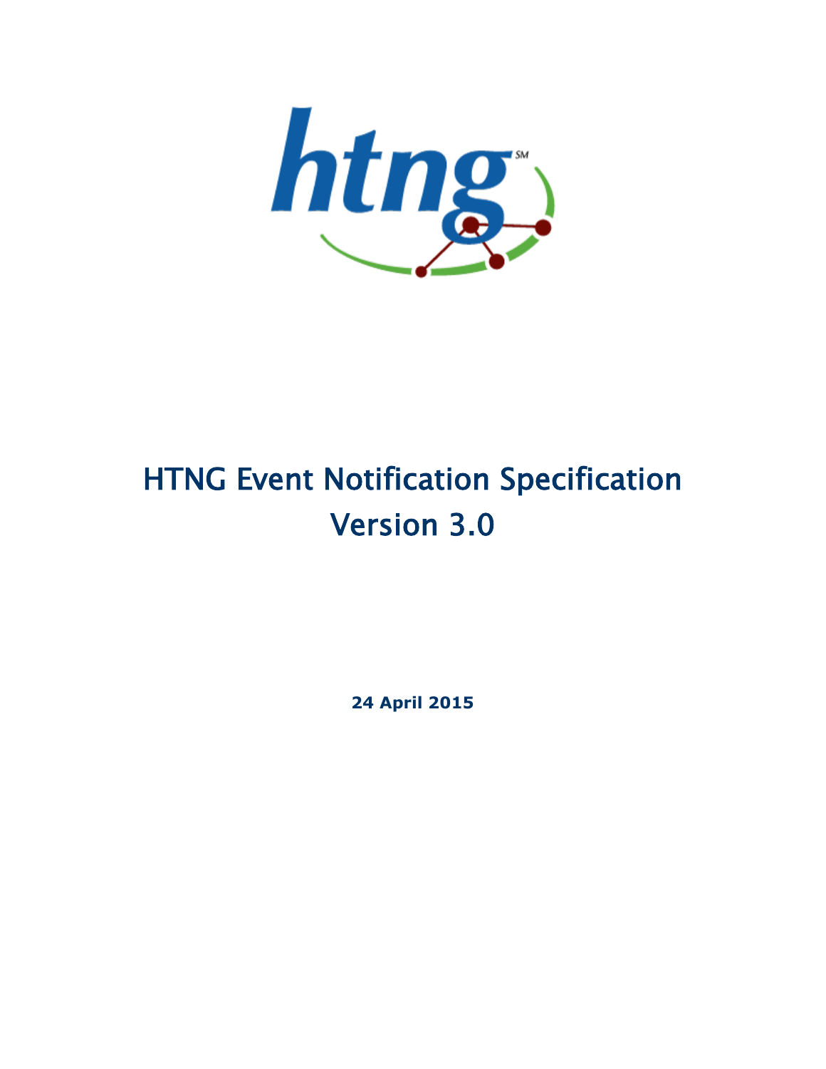# HTNG Event Notification Specification Version 3.0

**24 April 2015**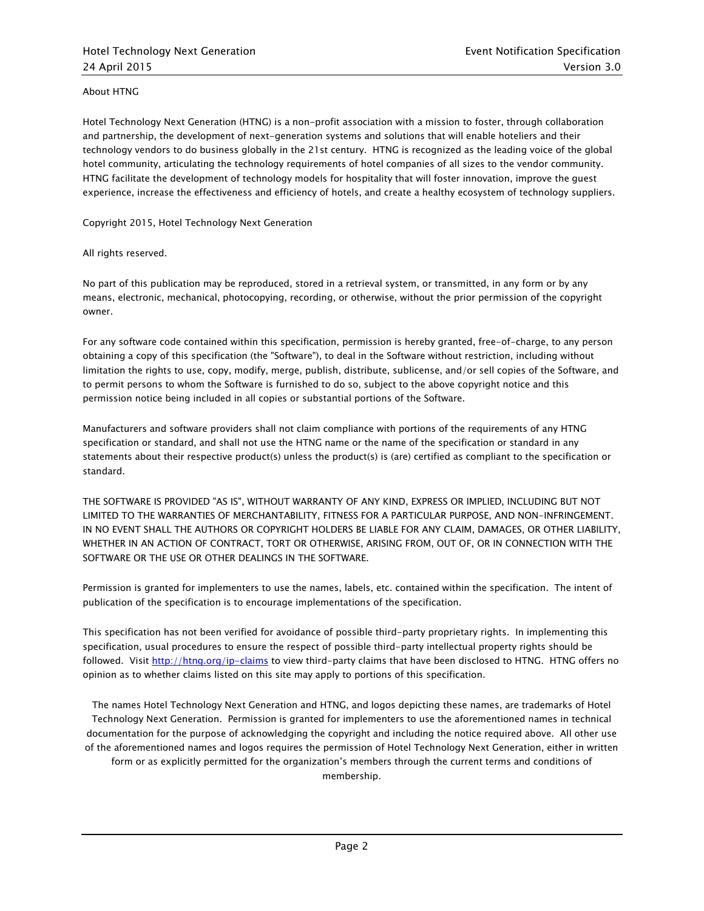About HTNG

Hotel Technology Next Generation (HTNG) is a non-profit association with a mission to foster, through collaboration and partnership, the development of next-generation systems and solutions that will enable hoteliers and their technology vendors to do business globally in the 21st century. HTNG is recognized as the leading voice of the global hotel community, articulating the technology requirements of hotel companies of all sizes to the vendor community. HTNG facilitate the development of technology models for hospitality that will foster innovation, improve the guest experience, increase the effectiveness and efficiency of hotels, and create a healthy ecosystem of technology suppliers.

Copyright 2015, Hotel Technology Next Generation

All rights reserved.

No part of this publication may be reproduced, stored in a retrieval system, or transmitted, in any form or by any means, electronic, mechanical, photocopying, recording, or otherwise, without the prior permission of the copyright owner.

For any software code contained within this specification, permission is hereby granted, free-of-charge, to any person obtaining a copy of this specification (the "Software"), to deal in the Software without restriction, including without limitation the rights to use, copy, modify, merge, publish, distribute, sublicense, and/or sell copies of the Software, and to permit persons to whom the Software is furnished to do so, subject to the above copyright notice and this permission notice being included in all copies or substantial portions of the Software.

Manufacturers and software providers shall not claim compliance with portions of the requirements of any HTNG specification or standard, and shall not use the HTNG name or the name of the specification or standard in any statements about their respective product(s) unless the product(s) is (are) certified as compliant to the specification or standard.

THE SOFTWARE IS PROVIDED "AS IS", WITHOUT WARRANTY OF ANY KIND, EXPRESS OR IMPLIED, INCLUDING BUT NOT LIMITED TO THE WARRANTIES OF MERCHANTABILITY, FITNESS FOR A PARTICULAR PURPOSE, AND NON-INFRINGEMENT. IN NO EVENT SHALL THE AUTHORS OR COPYRIGHT HOLDERS BE LIABLE FOR ANY CLAIM, DAMAGES, OR OTHER LIABILITY, WHETHER IN AN ACTION OF CONTRACT, TORT OR OTHERWISE, ARISING FROM, OUT OF, OR IN CONNECTION WITH THE SOFTWARE OR THE USE OR OTHER DEALINGS IN THE SOFTWARE.

Permission is granted for implementers to use the names, labels, etc. contained within the specification. The intent of publication of the specification is to encourage implementations of the specification.

This specification has not been verified for avoidance of possible third-party proprietary rights. In implementing this specification, usual procedures to ensure the respect of possible third-party intellectual property rights should be followed. Visit [http://htng.org/ip-claims](http://htng.org/ip-claims) to view third-party claims that have been disclosed to HTNG. HTNG offers no opinion as to whether claims listed on this site may apply to portions of this specification.

The names Hotel Technology Next Generation and HTNG, and logos depicting these names, are trademarks of Hotel Technology Next Generation. Permission is granted for implementers to use the aforementioned names in technical documentation for the purpose of acknowledging the copyright and including the notice required above. All other use of the aforementioned names and logos requires the permission of Hotel Technology Next Generation, either in written form or as explicitly permitted for the organization's members through the current terms and conditions of membership.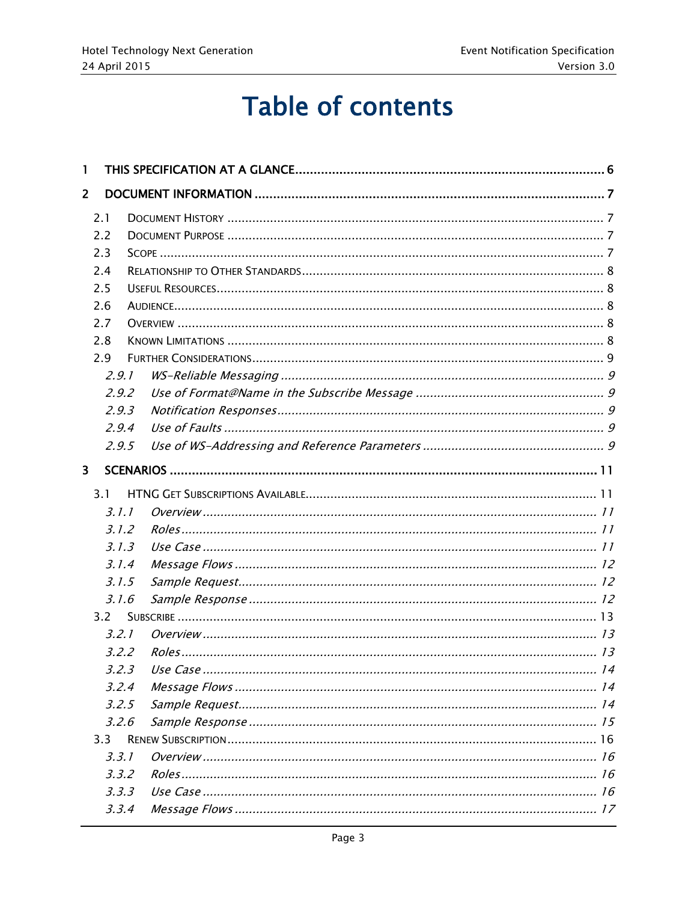# Table of contents

1 THIS SPECIFICATION AT A GLANCE ... 6

2 DOCUMENT INFORMATION ... 7

- 2.1 Document History ... 7
- 2.2 Document Purpose ... 7
- 2.3 Scope ... 7
- 2.4 Relationship to Other Standards ... 8
- 2.5 Useful Resources ... 8
- 2.6 Audience ... 8
- 2.7 Overview ... 8
- 2.8 Known Limitations ... 8
- 2.9 Further Considerations ... 9
  - *2.9.1 WS-Reliable Messaging ... 9*
  - *2.9.2 Use of Format@Name in the Subscribe Message ... 9*
  - *2.9.3 Notification Responses ... 9*
  - *2.9.4 Use of Faults ... 9*
  - *2.9.5 Use of WS-Addressing and Reference Parameters ... 9*

3 SCENARIOS ... 11

- 3.1 HTNG Get Subscriptions Available ... 11
  - *3.1.1 Overview ... 11*
  - *3.1.2 Roles ... 11*
  - *3.1.3 Use Case ... 11*
  - *3.1.4 Message Flows ... 12*
  - *3.1.5 Sample Request ... 12*
  - *3.1.6 Sample Response ... 12*
- 3.2 Subscribe ... 13
  - *3.2.1 Overview ... 13*
  - *3.2.2 Roles ... 13*
  - *3.2.3 Use Case ... 14*
  - *3.2.4 Message Flows ... 14*
  - *3.2.5 Sample Request ... 14*
  - *3.2.6 Sample Response ... 15*
- 3.3 Renew Subscription ... 16
  - *3.3.1 Overview ... 16*
  - *3.3.2 Roles ... 16*
  - *3.3.3 Use Case ... 16*
  - *3.3.4 Message Flows ... 17*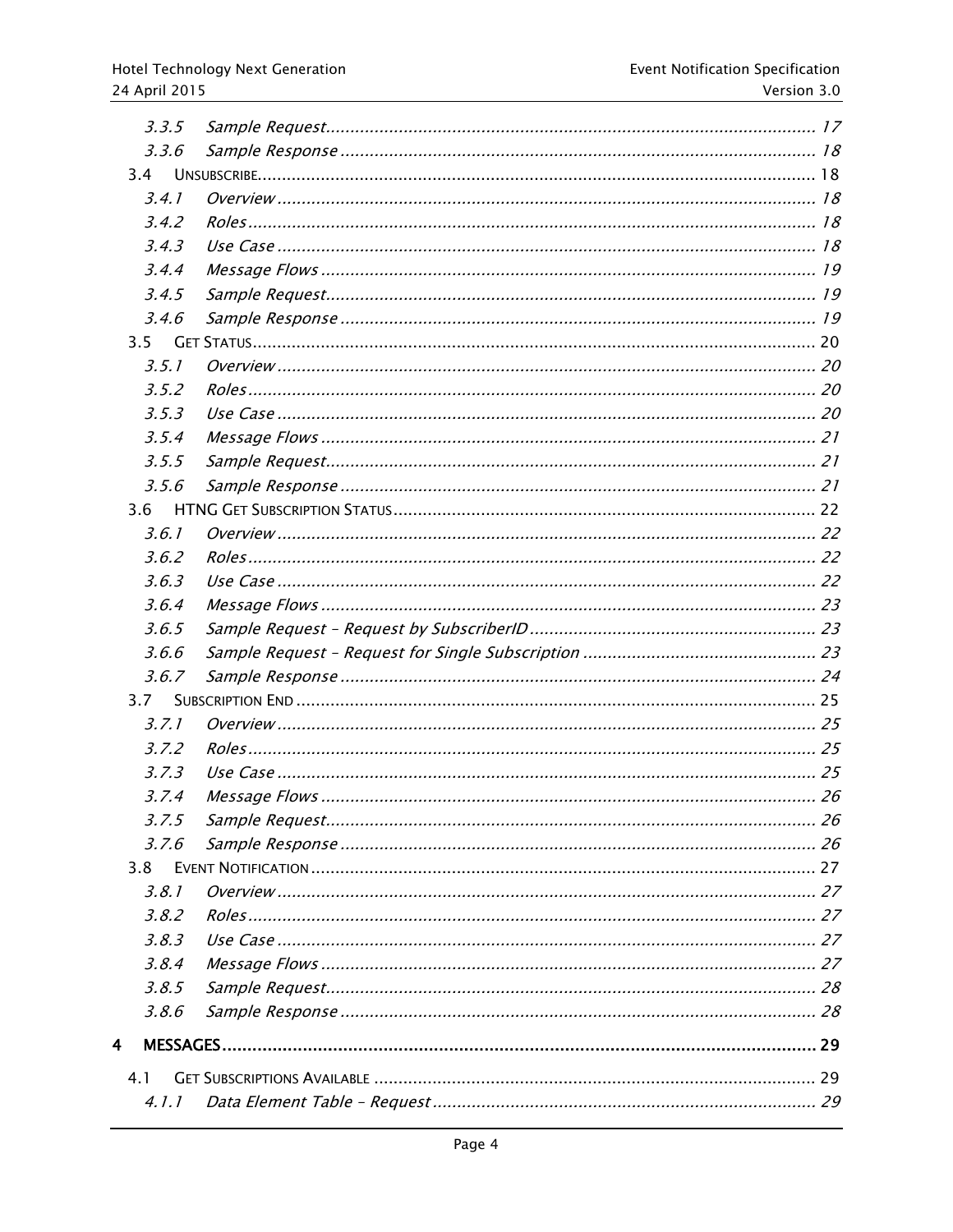- 3.3.5 *Sample Request* ... 17
- 3.3.6 *Sample Response* ... 18
- 3.4 UNSUBSCRIBE ... 18
  - 3.4.1 *Overview* ... 18
  - 3.4.2 *Roles* ... 18
  - 3.4.3 *Use Case* ... 18
  - 3.4.4 *Message Flows* ... 19
  - 3.4.5 *Sample Request* ... 19
  - 3.4.6 *Sample Response* ... 19
- 3.5 GET STATUS ... 20
  - 3.5.1 *Overview* ... 20
  - 3.5.2 *Roles* ... 20
  - 3.5.3 *Use Case* ... 20
  - 3.5.4 *Message Flows* ... 21
  - 3.5.5 *Sample Request* ... 21
  - 3.5.6 *Sample Response* ... 21
- 3.6 HTNG GET SUBSCRIPTION STATUS ... 22
  - 3.6.1 *Overview* ... 22
  - 3.6.2 *Roles* ... 22
  - 3.6.3 *Use Case* ... 22
  - 3.6.4 *Message Flows* ... 23
  - 3.6.5 *Sample Request – Request by SubscriberID* ... 23
  - 3.6.6 *Sample Request – Request for Single Subscription* ... 23
  - 3.6.7 *Sample Response* ... 24
- 3.7 SUBSCRIPTION END ... 25
  - 3.7.1 *Overview* ... 25
  - 3.7.2 *Roles* ... 25
  - 3.7.3 *Use Case* ... 25
  - 3.7.4 *Message Flows* ... 26
  - 3.7.5 *Sample Request* ... 26
  - 3.7.6 *Sample Response* ... 26
- 3.8 EVENT NOTIFICATION ... 27
  - 3.8.1 *Overview* ... 27
  - 3.8.2 *Roles* ... 27
  - 3.8.3 *Use Case* ... 27
  - 3.8.4 *Message Flows* ... 27
  - 3.8.5 *Sample Request* ... 28
  - 3.8.6 *Sample Response* ... 28

**4 MESSAGES ... 29**

- 4.1 GET SUBSCRIPTIONS AVAILABLE ... 29
  - 4.1.1 *Data Element Table – Request* ... 29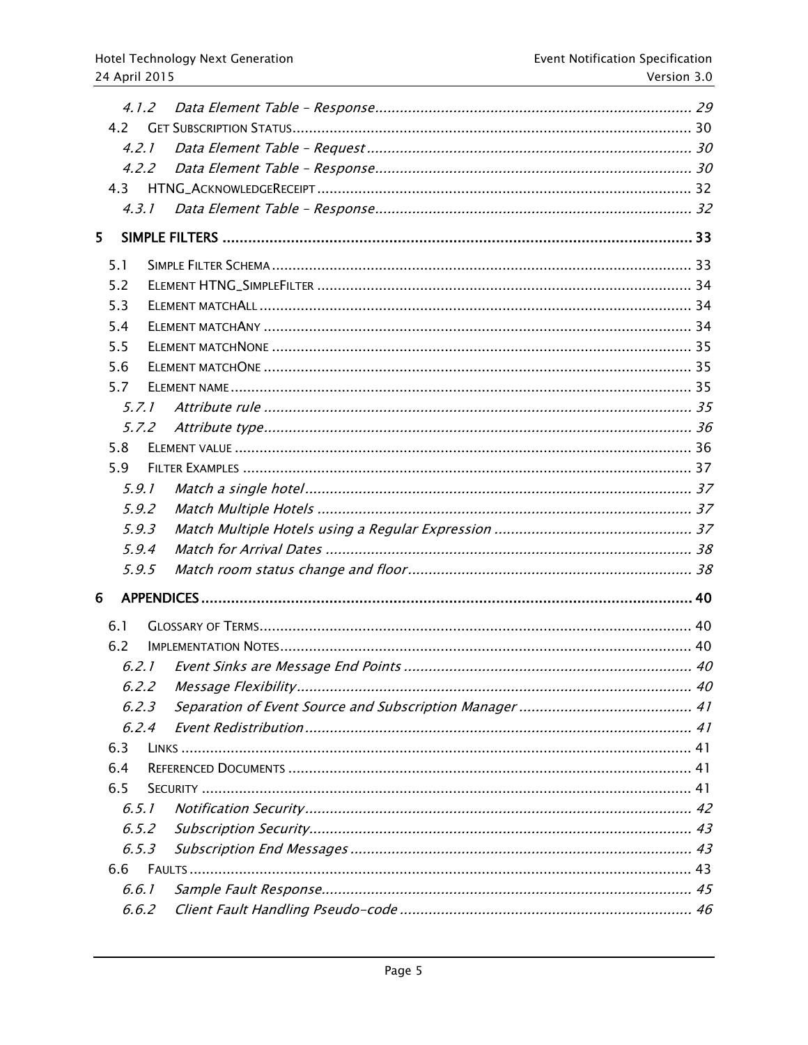4.1.2 *Data Element Table – Response* ........................................................................ 29

4.2 GET SUBSCRIPTION STATUS ........................................................................................ 30

4.2.1 *Data Element Table – Request* .......................................................................... 30

4.2.2 *Data Element Table – Response* ........................................................................ 30

4.3 HTNG_ACKNOWLEDGERECEIPT .................................................................................. 32

4.3.1 *Data Element Table – Response* ........................................................................ 32

**5 SIMPLE FILTERS** ........................................................................................................ **33**

5.1 SIMPLE FILTER SCHEMA ............................................................................................. 33

5.2 ELEMENT HTNG_SIMPLEFILTER .................................................................................. 34

5.3 ELEMENT MATCHALL ................................................................................................. 34

5.4 ELEMENT MATCHANY ................................................................................................. 34

5.5 ELEMENT MATCHNONE .............................................................................................. 35

5.6 ELEMENT MATCHONE ................................................................................................. 35

5.7 ELEMENT NAME ........................................................................................................ 35

5.7.1 *Attribute rule* .................................................................................................. 35

5.7.2 *Attribute type* .................................................................................................. 36

5.8 ELEMENT VALUE ....................................................................................................... 36

5.9 FILTER EXAMPLES ..................................................................................................... 37

5.9.1 *Match a single hotel* ......................................................................................... 37

5.9.2 *Match Multiple Hotels* ...................................................................................... 37

5.9.3 *Match Multiple Hotels using a Regular Expression* ........................................... 37

5.9.4 *Match for Arrival Dates* .................................................................................... 38

5.9.5 *Match room status change and floor* ................................................................. 38

**6 APPENDICES** ............................................................................................................. **40**

6.1 GLOSSARY OF TERMS ................................................................................................ 40

6.2 IMPLEMENTATION NOTES ........................................................................................... 40

6.2.1 *Event Sinks are Message End Points* ................................................................. 40

6.2.2 *Message Flexibility* ........................................................................................... 40

6.2.3 *Separation of Event Source and Subscription Manager* ...................................... 41

6.2.4 *Event Redistribution* ......................................................................................... 41

6.3 LINKS ...................................................................................................................... 41

6.4 REFERENCED DOCUMENTS ......................................................................................... 41

6.5 SECURITY ................................................................................................................ 41

6.5.1 *Notification Security* ......................................................................................... 42

6.5.2 *Subscription Security* ....................................................................................... 43

6.5.3 *Subscription End Messages* .............................................................................. 43

6.6 FAULTS .................................................................................................................... 43

6.6.1 *Sample Fault Response* .................................................................................... 45

6.6.2 *Client Fault Handling Pseudo-code* ................................................................... 46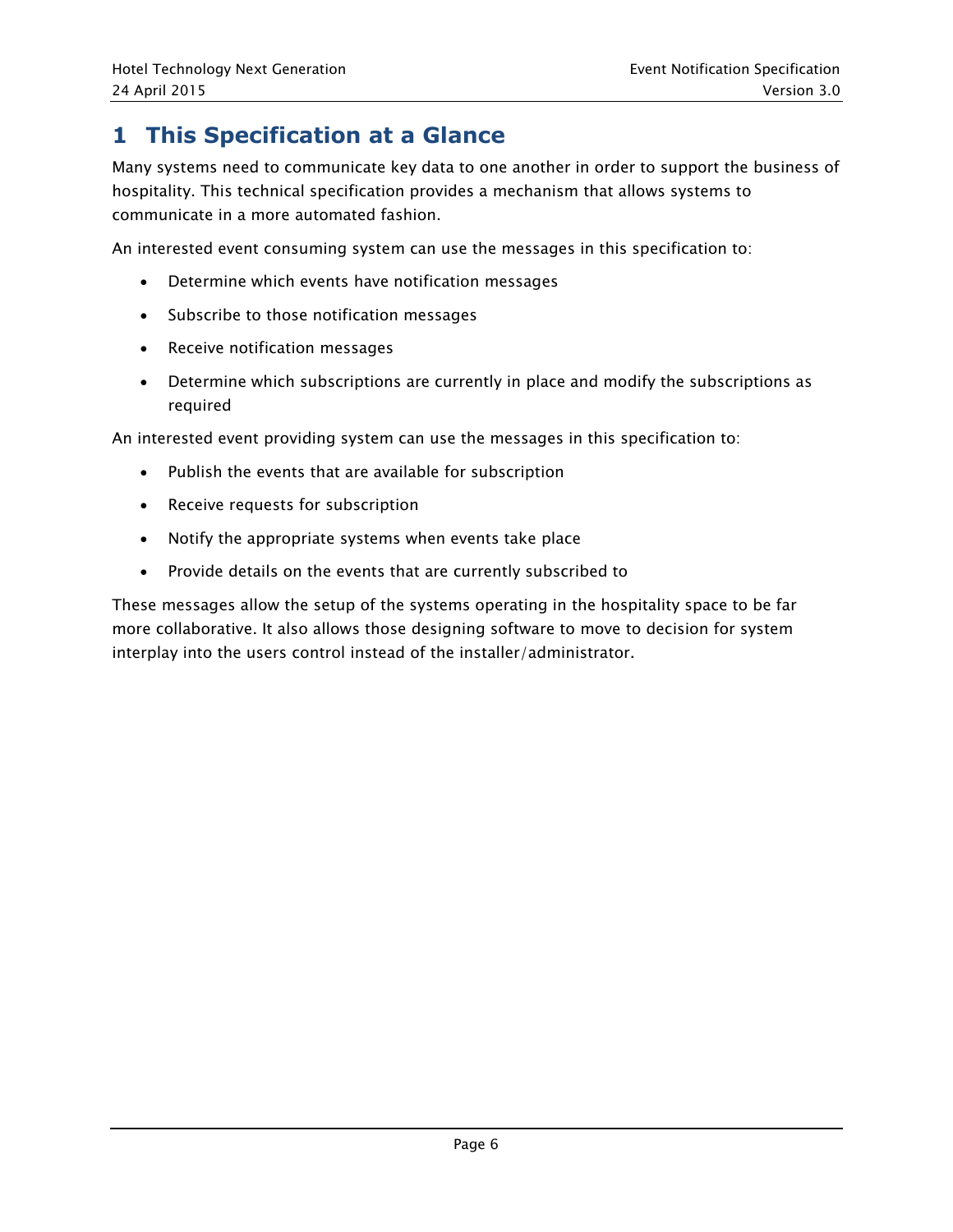# 1 This Specification at a Glance

Many systems need to communicate key data to one another in order to support the business of hospitality. This technical specification provides a mechanism that allows systems to communicate in a more automated fashion.

An interested event consuming system can use the messages in this specification to:

- Determine which events have notification messages
- Subscribe to those notification messages
- Receive notification messages
- Determine which subscriptions are currently in place and modify the subscriptions as required

An interested event providing system can use the messages in this specification to:

- Publish the events that are available for subscription
- Receive requests for subscription
- Notify the appropriate systems when events take place
- Provide details on the events that are currently subscribed to

These messages allow the setup of the systems operating in the hospitality space to be far more collaborative. It also allows those designing software to move to decision for system interplay into the users control instead of the installer/administrator.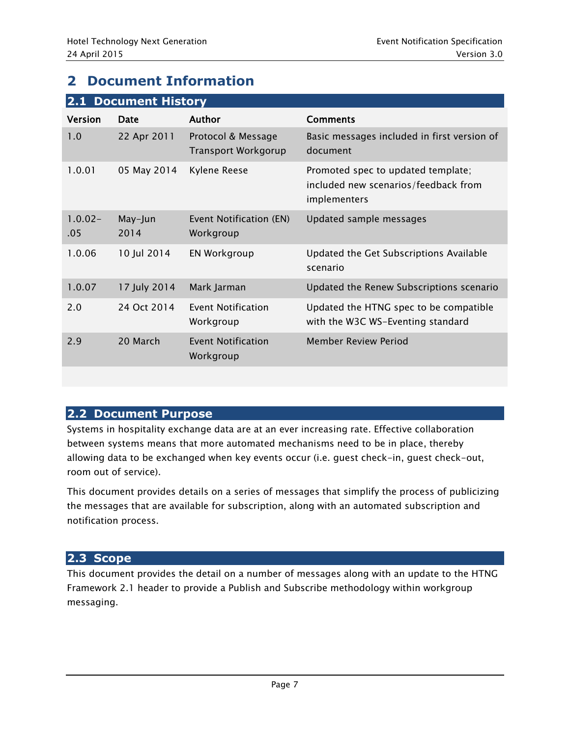# 2 Document Information

## 2.1 Document History

| Version | Date | Author | Comments |
| --- | --- | --- | --- |
| 1.0 | 22 Apr 2011 | Protocol & Message Transport Workgorup | Basic messages included in first version of document |
| 1.0.01 | 05 May 2014 | Kylene Reese | Promoted spec to updated template; included new scenarios/feedback from implementers |
| 1.0.02-.05 | May-Jun 2014 | Event Notification (EN) Workgroup | Updated sample messages |
| 1.0.06 | 10 Jul 2014 | EN Workgroup | Updated the Get Subscriptions Available scenario |
| 1.0.07 | 17 July 2014 | Mark Jarman | Updated the Renew Subscriptions scenario |
| 2.0 | 24 Oct 2014 | Event Notification Workgroup | Updated the HTNG spec to be compatible with the W3C WS-Eventing standard |
| 2.9 | 20 March | Event Notification Workgroup | Member Review Period |
| | | | |

## 2.2 Document Purpose

Systems in hospitality exchange data are at an ever increasing rate. Effective collaboration between systems means that more automated mechanisms need to be in place, thereby allowing data to be exchanged when key events occur (i.e. guest check-in, guest check-out, room out of service).

This document provides details on a series of messages that simplify the process of publicizing the messages that are available for subscription, along with an automated subscription and notification process.

## 2.3 Scope

This document provides the detail on a number of messages along with an update to the HTNG Framework 2.1 header to provide a Publish and Subscribe methodology within workgroup messaging.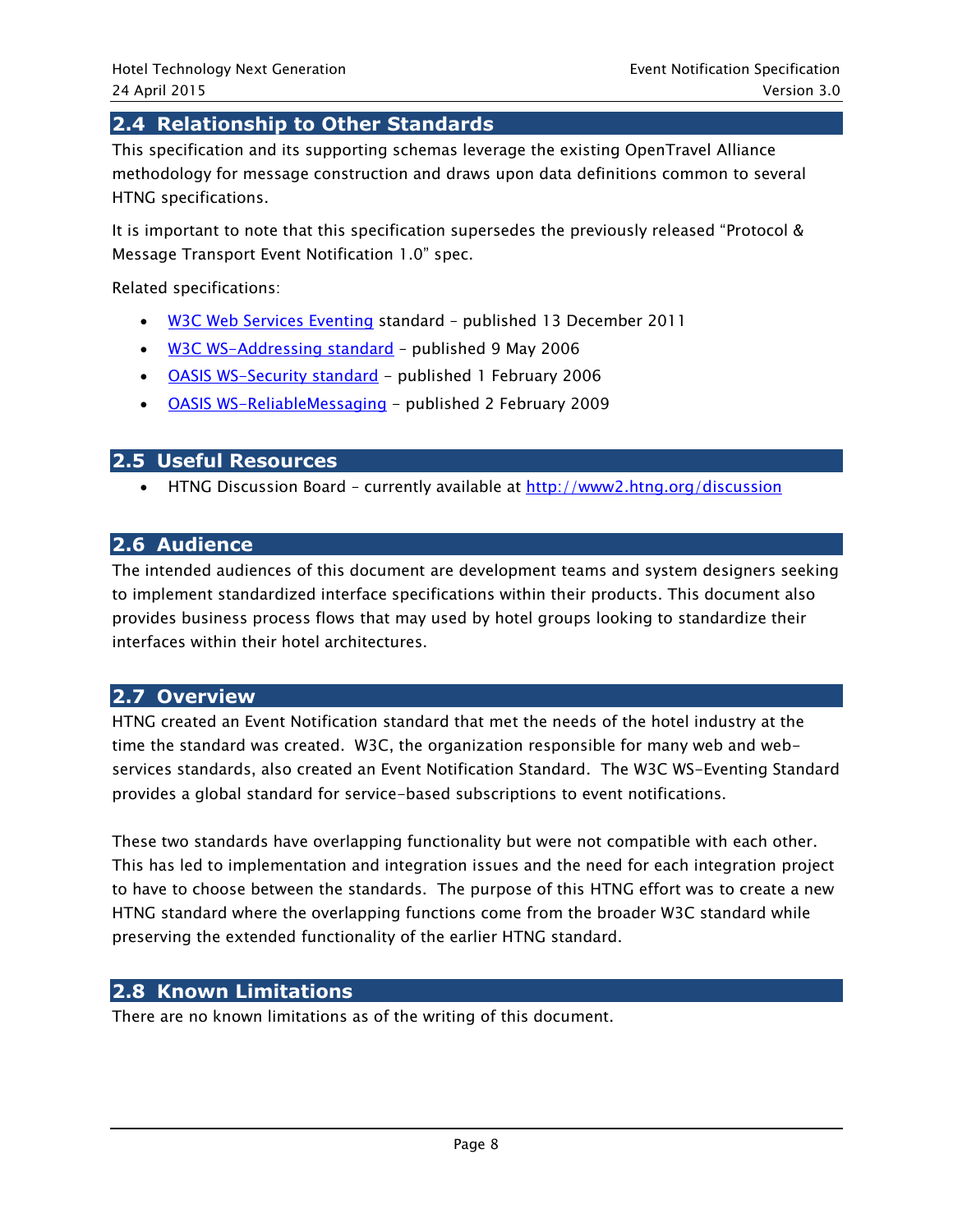## 2.4 Relationship to Other Standards

This specification and its supporting schemas leverage the existing OpenTravel Alliance methodology for message construction and draws upon data definitions common to several HTNG specifications.

It is important to note that this specification supersedes the previously released "Protocol & Message Transport Event Notification 1.0" spec.

Related specifications:

- W3C Web Services Eventing standard – published 13 December 2011
- W3C WS-Addressing standard – published 9 May 2006
- OASIS WS-Security standard – published 1 February 2006
- OASIS WS-ReliableMessaging – published 2 February 2009

## 2.5 Useful Resources

- HTNG Discussion Board – currently available at http://www2.htng.org/discussion

## 2.6 Audience

The intended audiences of this document are development teams and system designers seeking to implement standardized interface specifications within their products. This document also provides business process flows that may used by hotel groups looking to standardize their interfaces within their hotel architectures.

## 2.7 Overview

HTNG created an Event Notification standard that met the needs of the hotel industry at the time the standard was created. W3C, the organization responsible for many web and web-services standards, also created an Event Notification Standard. The W3C WS-Eventing Standard provides a global standard for service-based subscriptions to event notifications.

These two standards have overlapping functionality but were not compatible with each other. This has led to implementation and integration issues and the need for each integration project to have to choose between the standards. The purpose of this HTNG effort was to create a new HTNG standard where the overlapping functions come from the broader W3C standard while preserving the extended functionality of the earlier HTNG standard.

## 2.8 Known Limitations

There are no known limitations as of the writing of this document.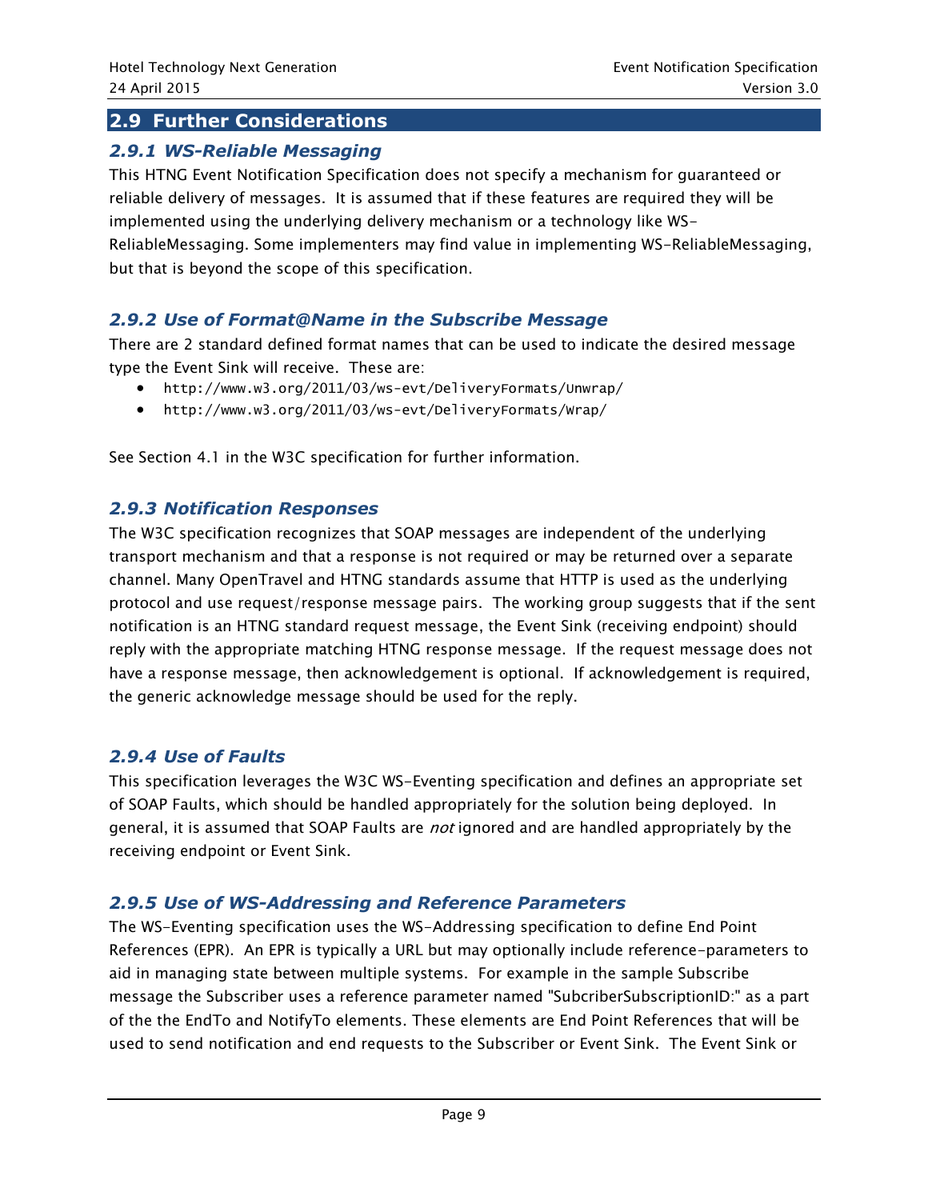## 2.9 Further Considerations

### *2.9.1 WS-Reliable Messaging*

This HTNG Event Notification Specification does not specify a mechanism for guaranteed or reliable delivery of messages. It is assumed that if these features are required they will be implemented using the underlying delivery mechanism or a technology like WS-ReliableMessaging. Some implementers may find value in implementing WS-ReliableMessaging, but that is beyond the scope of this specification.

### *2.9.2 Use of Format@Name in the Subscribe Message*

There are 2 standard defined format names that can be used to indicate the desired message type the Event Sink will receive. These are:

- `http://www.w3.org/2011/03/ws-evt/DeliveryFormats/Unwrap/`
- `http://www.w3.org/2011/03/ws-evt/DeliveryFormats/Wrap/`

See Section 4.1 in the W3C specification for further information.

### *2.9.3 Notification Responses*

The W3C specification recognizes that SOAP messages are independent of the underlying transport mechanism and that a response is not required or may be returned over a separate channel. Many OpenTravel and HTNG standards assume that HTTP is used as the underlying protocol and use request/response message pairs. The working group suggests that if the sent notification is an HTNG standard request message, the Event Sink (receiving endpoint) should reply with the appropriate matching HTNG response message. If the request message does not have a response message, then acknowledgement is optional. If acknowledgement is required, the generic acknowledge message should be used for the reply.

### *2.9.4 Use of Faults*

This specification leverages the W3C WS-Eventing specification and defines an appropriate set of SOAP Faults, which should be handled appropriately for the solution being deployed. In general, it is assumed that SOAP Faults are *not* ignored and are handled appropriately by the receiving endpoint or Event Sink.

### *2.9.5 Use of WS-Addressing and Reference Parameters*

The WS-Eventing specification uses the WS-Addressing specification to define End Point References (EPR). An EPR is typically a URL but may optionally include reference-parameters to aid in managing state between multiple systems. For example in the sample Subscribe message the Subscriber uses a reference parameter named "SubcriberSubscriptionID:" as a part of the the EndTo and NotifyTo elements. These elements are End Point References that will be used to send notification and end requests to the Subscriber or Event Sink. The Event Sink or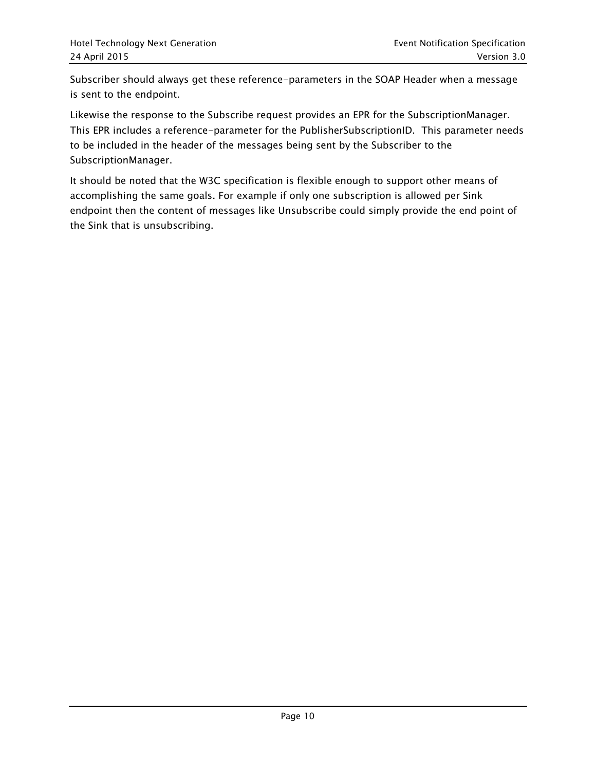Subscriber should always get these reference-parameters in the SOAP Header when a message is sent to the endpoint.

Likewise the response to the Subscribe request provides an EPR for the SubscriptionManager. This EPR includes a reference-parameter for the PublisherSubscriptionID. This parameter needs to be included in the header of the messages being sent by the Subscriber to the SubscriptionManager.

It should be noted that the W3C specification is flexible enough to support other means of accomplishing the same goals. For example if only one subscription is allowed per Sink endpoint then the content of messages like Unsubscribe could simply provide the end point of the Sink that is unsubscribing.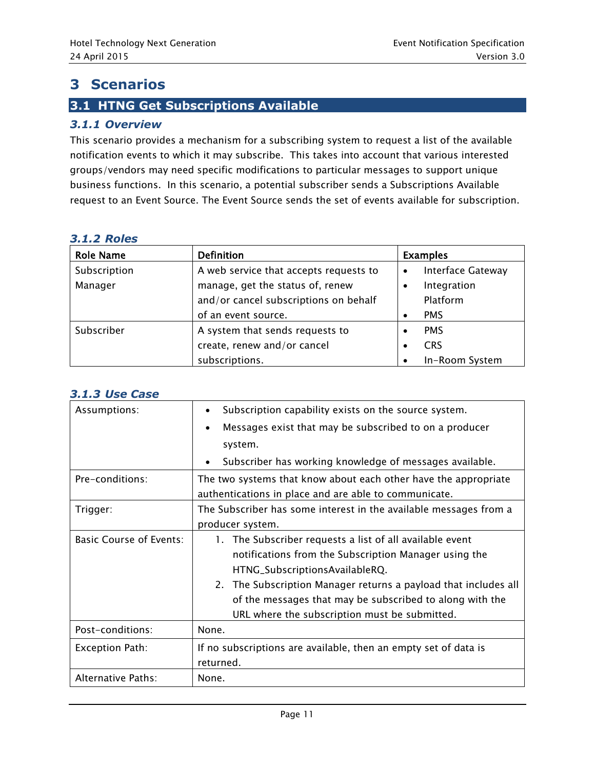# 3 Scenarios

## 3.1 HTNG Get Subscriptions Available

### 3.1.1 Overview

This scenario provides a mechanism for a subscribing system to request a list of the available notification events to which it may subscribe. This takes into account that various interested groups/vendors may need specific modifications to particular messages to support unique business functions. In this scenario, a potential subscriber sends a Subscriptions Available request to an Event Source. The Event Source sends the set of events available for subscription.

### 3.1.2 Roles

| Role Name | Definition | Examples |
|---|---|---|
| Subscription Manager | A web service that accepts requests to manage, get the status of, renew and/or cancel subscriptions on behalf of an event source. | • Interface Gateway<br>• Integration Platform<br>• PMS |
| Subscriber | A system that sends requests to create, renew and/or cancel subscriptions. | • PMS<br>• CRS<br>• In-Room System |

### 3.1.3 Use Case

| | |
|---|---|
| Assumptions: | • Subscription capability exists on the source system.<br>• Messages exist that may be subscribed to on a producer system.<br>• Subscriber has working knowledge of messages available. |
| Pre-conditions: | The two systems that know about each other have the appropriate authentications in place and are able to communicate. |
| Trigger: | The Subscriber has some interest in the available messages from a producer system. |
| Basic Course of Events: | 1. The Subscriber requests a list of all available event notifications from the Subscription Manager using the HTNG_SubscriptionsAvailableRQ.<br>2. The Subscription Manager returns a payload that includes all of the messages that may be subscribed to along with the URL where the subscription must be submitted. |
| Post-conditions: | None. |
| Exception Path: | If no subscriptions are available, then an empty set of data is returned. |
| Alternative Paths: | None. |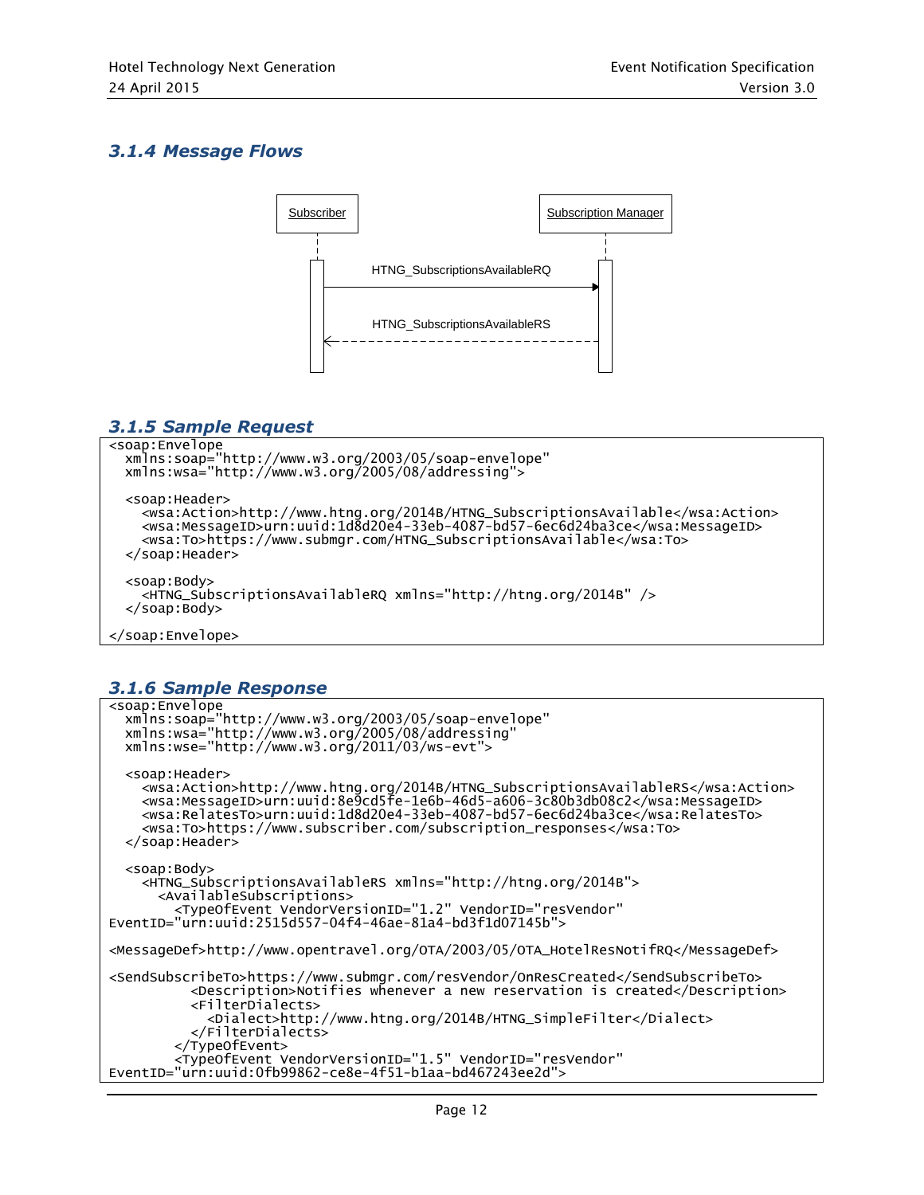### 3.1.4 Message Flows

Subscriber → Subscription Manager: HTNG_SubscriptionsAvailableRQ

Subscription Manager → Subscriber: HTNG_SubscriptionsAvailableRS

### 3.1.5 Sample Request

```
<soap:Envelope
  xmlns:soap="http://www.w3.org/2003/05/soap-envelope"
  xmlns:wsa="http://www.w3.org/2005/08/addressing">

  <soap:Header>
    <wsa:Action>http://www.htng.org/2014B/HTNG_SubscriptionsAvailable</wsa:Action>
    <wsa:MessageID>urn:uuid:1d8d20e4-33eb-4087-bd57-6ec6d24ba3ce</wsa:MessageID>
    <wsa:To>https://www.submgr.com/HTNG_SubscriptionsAvailable</wsa:To>
  </soap:Header>

  <soap:Body>
    <HTNG_SubscriptionsAvailableRQ xmlns="http://htng.org/2014B" />
  </soap:Body>

</soap:Envelope>
```

### 3.1.6 Sample Response

```
<soap:Envelope
  xmlns:soap="http://www.w3.org/2003/05/soap-envelope"
  xmlns:wsa="http://www.w3.org/2005/08/addressing"
  xmlns:wse="http://www.w3.org/2011/03/ws-evt">

  <soap:Header>
    <wsa:Action>http://www.htng.org/2014B/HTNG_SubscriptionsAvailableRS</wsa:Action>
    <wsa:MessageID>urn:uuid:8e9cd5fe-1e6b-46d5-a606-3c80b3db08c2</wsa:MessageID>
    <wsa:RelatesTo>urn:uuid:1d8d20e4-33eb-4087-bd57-6ec6d24ba3ce</wsa:RelatesTo>
    <wsa:To>https://www.subscriber.com/subscription_responses</wsa:To>
  </soap:Header>

  <soap:Body>
    <HTNG_SubscriptionsAvailableRS xmlns="http://htng.org/2014B">
      <AvailableSubscriptions>
        <TypeOfEvent VendorVersionID="1.2" VendorID="resVendor"
EventID="urn:uuid:2515d557-04f4-46ae-81a4-bd3f1d07145b">

<MessageDef>http://www.opentravel.org/OTA/2003/05/OTA_HotelResNotifRQ</MessageDef>

<SendSubscribeTo>https://www.submgr.com/resVendor/OnResCreated</SendSubscribeTo>
          <Description>Notifies whenever a new reservation is created</Description>
          <FilterDialects>
            <Dialect>http://www.htng.org/2014B/HTNG_SimpleFilter</Dialect>
          </FilterDialects>
        </TypeOfEvent>
        <TypeOfEvent VendorVersionID="1.5" VendorID="resVendor"
EventID="urn:uuid:0fb99862-ce8e-4f51-b1aa-bd467243ee2d">
```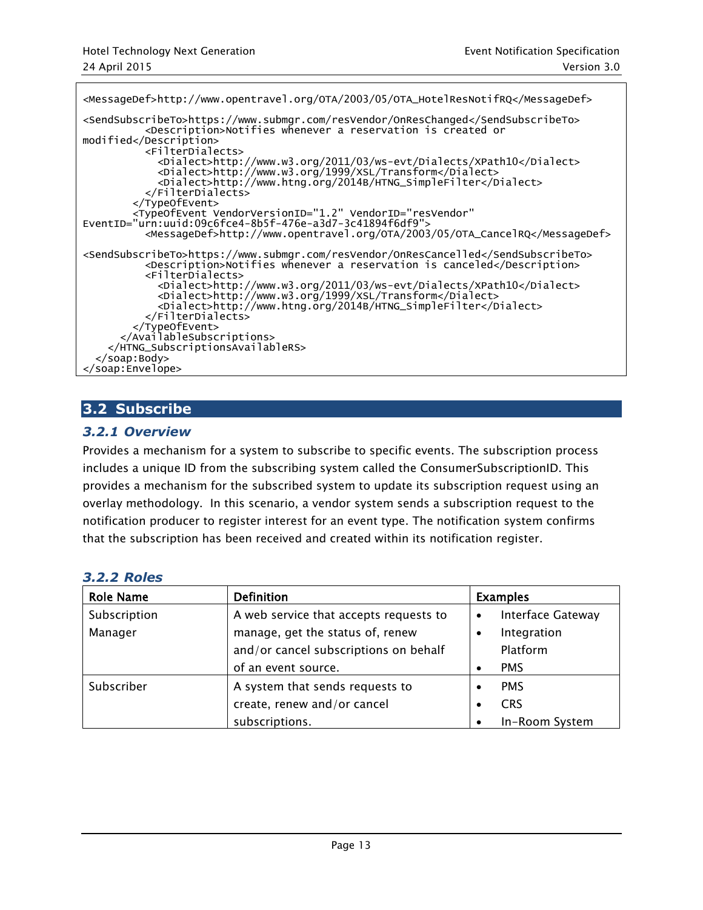```
<MessageDef>http://www.opentravel.org/OTA/2003/05/OTA_HotelResNotifRQ</MessageDef>

<SendSubscribeTo>https://www.submgr.com/resVendor/OnResChanged</SendSubscribeTo>
          <Description>Notifies whenever a reservation is created or 
modified</Description>
          <FilterDialects>
            <Dialect>http://www.w3.org/2011/03/ws-evt/Dialects/XPath10</Dialect>
            <Dialect>http://www.w3.org/1999/XSL/Transform</Dialect>
            <Dialect>http://www.htng.org/2014B/HTNG_SimpleFilter</Dialect>
          </FilterDialects>
        </TypeOfEvent>
        <TypeOfEvent VendorVersionID="1.2" VendorID="resVendor" 
EventID="urn:uuid:09c6fce4-8b5f-476e-a3d7-3c41894f6df9">
          <MessageDef>http://www.opentravel.org/OTA/2003/05/OTA_CancelRQ</MessageDef>

<SendSubscribeTo>https://www.submgr.com/resVendor/OnResCancelled</SendSubscribeTo>
          <Description>Notifies whenever a reservation is canceled</Description>
          <FilterDialects>
            <Dialect>http://www.w3.org/2011/03/ws-evt/Dialects/XPath10</Dialect>
            <Dialect>http://www.w3.org/1999/XSL/Transform</Dialect>
            <Dialect>http://www.htng.org/2014B/HTNG_SimpleFilter</Dialect>
          </FilterDialects>
        </TypeOfEvent>
      </AvailableSubscriptions>
    </HTNG_SubscriptionsAvailableRS>
  </soap:Body>
</soap:Envelope>
```

## 3.2 Subscribe

### 3.2.1 Overview

Provides a mechanism for a system to subscribe to specific events. The subscription process includes a unique ID from the subscribing system called the ConsumerSubscriptionID. This provides a mechanism for the subscribed system to update its subscription request using an overlay methodology. In this scenario, a vendor system sends a subscription request to the notification producer to register interest for an event type. The notification system confirms that the subscription has been received and created within its notification register.

### 3.2.2 Roles

| Role Name | Definition | Examples |
|---|---|---|
| Subscription Manager | A web service that accepts requests to manage, get the status of, renew and/or cancel subscriptions on behalf of an event source. | • Interface Gateway<br>• Integration Platform<br>• PMS |
| Subscriber | A system that sends requests to create, renew and/or cancel subscriptions. | • PMS<br>• CRS<br>• In-Room System |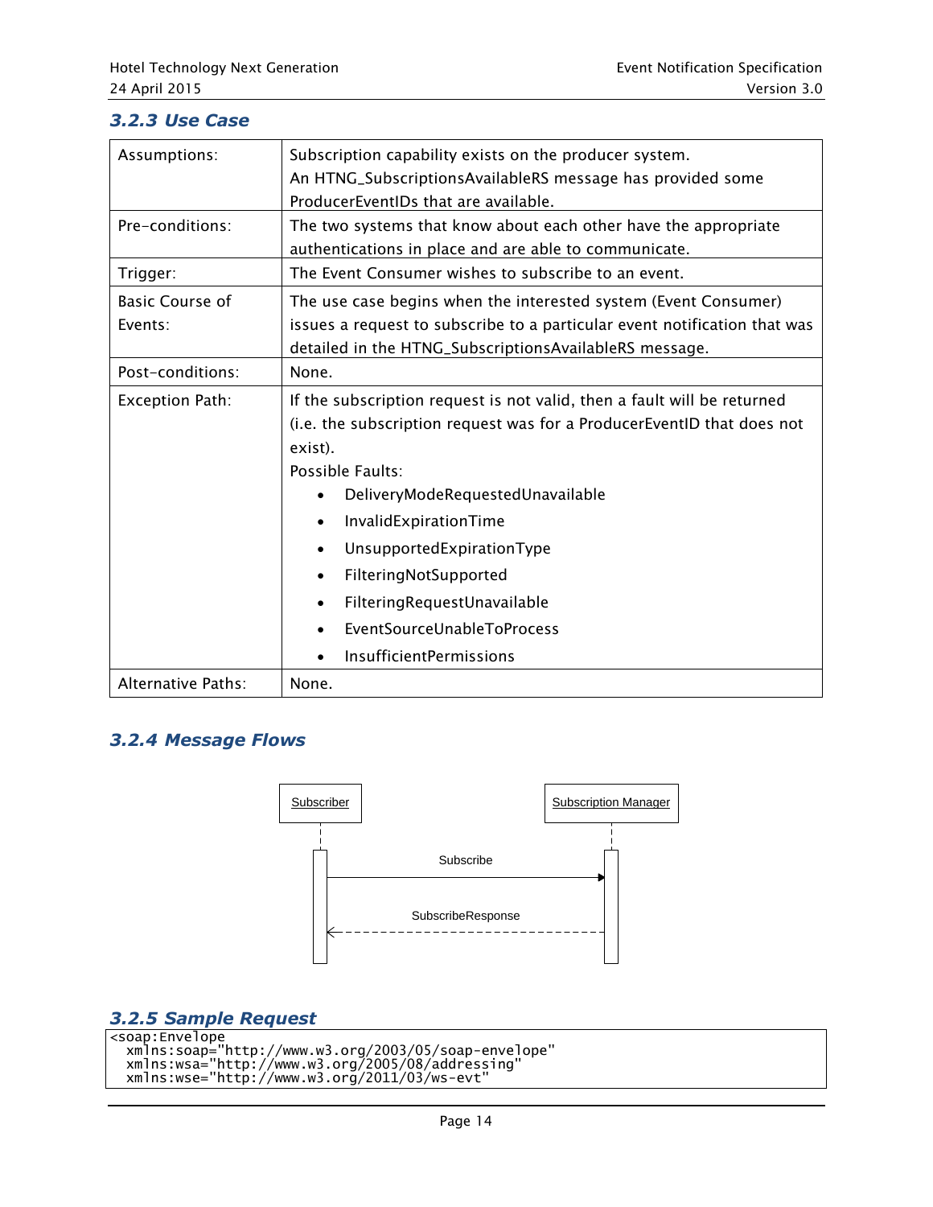### 3.2.3 Use Case

| | |
|---|---|
| Assumptions: | Subscription capability exists on the producer system.<br>An HTNG_SubscriptionsAvailableRS message has provided some ProducerEventIDs that are available. |
| Pre-conditions: | The two systems that know about each other have the appropriate authentications in place and are able to communicate. |
| Trigger: | The Event Consumer wishes to subscribe to an event. |
| Basic Course of Events: | The use case begins when the interested system (Event Consumer) issues a request to subscribe to a particular event notification that was detailed in the HTNG_SubscriptionsAvailableRS message. |
| Post-conditions: | None. |
| Exception Path: | If the subscription request is not valid, then a fault will be returned (i.e. the subscription request was for a ProducerEventID that does not exist).<br>Possible Faults:<br>• DeliveryModeRequestedUnavailable<br>• InvalidExpirationTime<br>• UnsupportedExpirationType<br>• FilteringNotSupported<br>• FilteringRequestUnavailable<br>• EventSourceUnableToProcess<br>• InsufficientPermissions |
| Alternative Paths: | None. |

### 3.2.4 Message Flows

Subscriber → Subscription Manager: Subscribe

Subscription Manager → Subscriber: SubscribeResponse

### 3.2.5 Sample Request

```
<soap:Envelope
  xmlns:soap="http://www.w3.org/2003/05/soap-envelope"
  xmlns:wsa="http://www.w3.org/2005/08/addressing"
  xmlns:wse="http://www.w3.org/2011/03/ws-evt"
```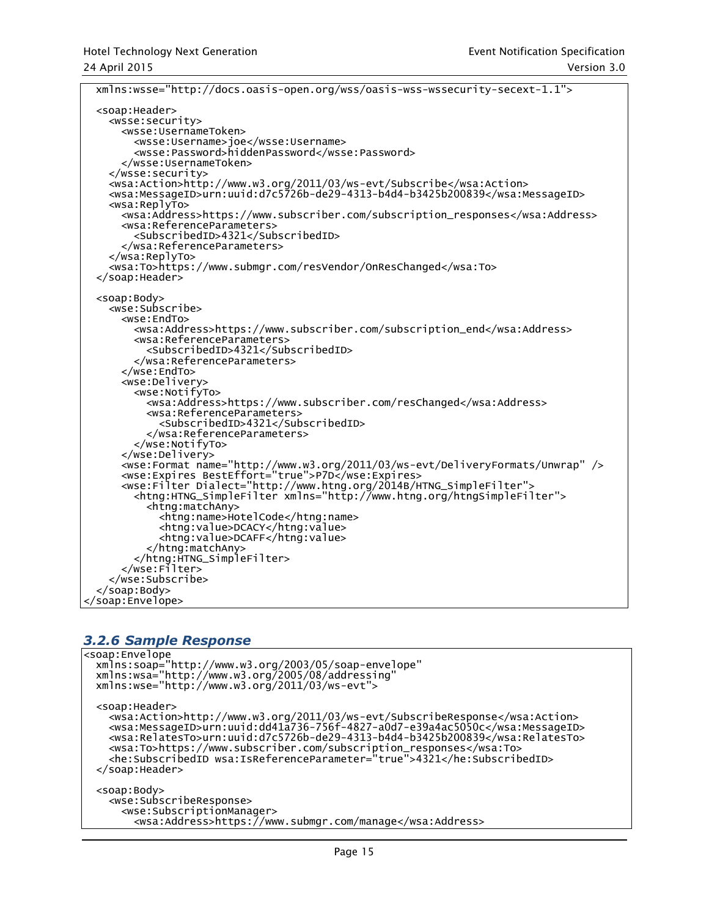```
  xmlns:wsse="http://docs.oasis-open.org/wss/oasis-wss-wssecurity-secext-1.1">

  <soap:Header>
    <wsse:security>
      <wsse:UsernameToken>
        <wsse:Username>joe</wsse:Username>
        <wsse:Password>hiddenPassword</wsse:Password>
      </wsse:UsernameToken>
    </wsse:security>
    <wsa:Action>http://www.w3.org/2011/03/ws-evt/Subscribe</wsa:Action>
    <wsa:MessageID>urn:uuid:d7c5726b-de29-4313-b4d4-b3425b200839</wsa:MessageID>
    <wsa:ReplyTo>
      <wsa:Address>https://www.subscriber.com/subscription_responses</wsa:Address>
      <wsa:ReferenceParameters>
        <SubscribedID>4321</SubscribedID>
      </wsa:ReferenceParameters>
    </wsa:ReplyTo>
    <wsa:To>https://www.submgr.com/resVendor/OnResChanged</wsa:To>
  </soap:Header>

  <soap:Body>
    <wse:Subscribe>
      <wse:EndTo>
        <wsa:Address>https://www.subscriber.com/subscription_end</wsa:Address>
        <wsa:ReferenceParameters>
          <SubscribedID>4321</SubscribedID>
        </wsa:ReferenceParameters>
      </wse:EndTo>
      <wse:Delivery>
        <wse:NotifyTo>
          <wsa:Address>https://www.subscriber.com/resChanged</wsa:Address>
          <wsa:ReferenceParameters>
            <SubscribedID>4321</SubscribedID>
          </wsa:ReferenceParameters>
        </wse:NotifyTo>
      </wse:Delivery>
      <wse:Format name="http://www.w3.org/2011/03/ws-evt/DeliveryFormats/Unwrap" />
      <wse:Expires BestEffort="true">P7D</wse:Expires>
      <wse:Filter Dialect="http://www.htng.org/2014B/HTNG_SimpleFilter">
        <htng:HTNG_SimpleFilter xmlns="http://www.htng.org/htngSimpleFilter">
          <htng:matchAny>
            <htng:name>HotelCode</htng:name>
            <htng:value>DCACY</htng:value>
            <htng:value>DCAFF</htng:value>
          </htng:matchAny>
        </htng:HTNG_SimpleFilter>
      </wse:Filter>
    </wse:Subscribe>
  </soap:Body>
</soap:Envelope>
```

### 3.2.6 Sample Response

```
<soap:Envelope
  xmlns:soap="http://www.w3.org/2003/05/soap-envelope"
  xmlns:wsa="http://www.w3.org/2005/08/addressing"
  xmlns:wse="http://www.w3.org/2011/03/ws-evt">

  <soap:Header>
    <wsa:Action>http://www.w3.org/2011/03/ws-evt/SubscribeResponse</wsa:Action>
    <wsa:MessageID>urn:uuid:dd41a736-756f-4827-a0d7-e39a4ac5050c</wsa:MessageID>
    <wsa:RelatesTo>urn:uuid:d7c5726b-de29-4313-b4d4-b3425b200839</wsa:RelatesTo>
    <wsa:To>https://www.subscriber.com/subscription_responses</wsa:To>
    <he:SubscribedID wsa:IsReferenceParameter="true">4321</he:SubscribedID>
  </soap:Header>

  <soap:Body>
    <wse:SubscribeResponse>
      <wse:SubscriptionManager>
        <wsa:Address>https://www.submgr.com/manage</wsa:Address>
```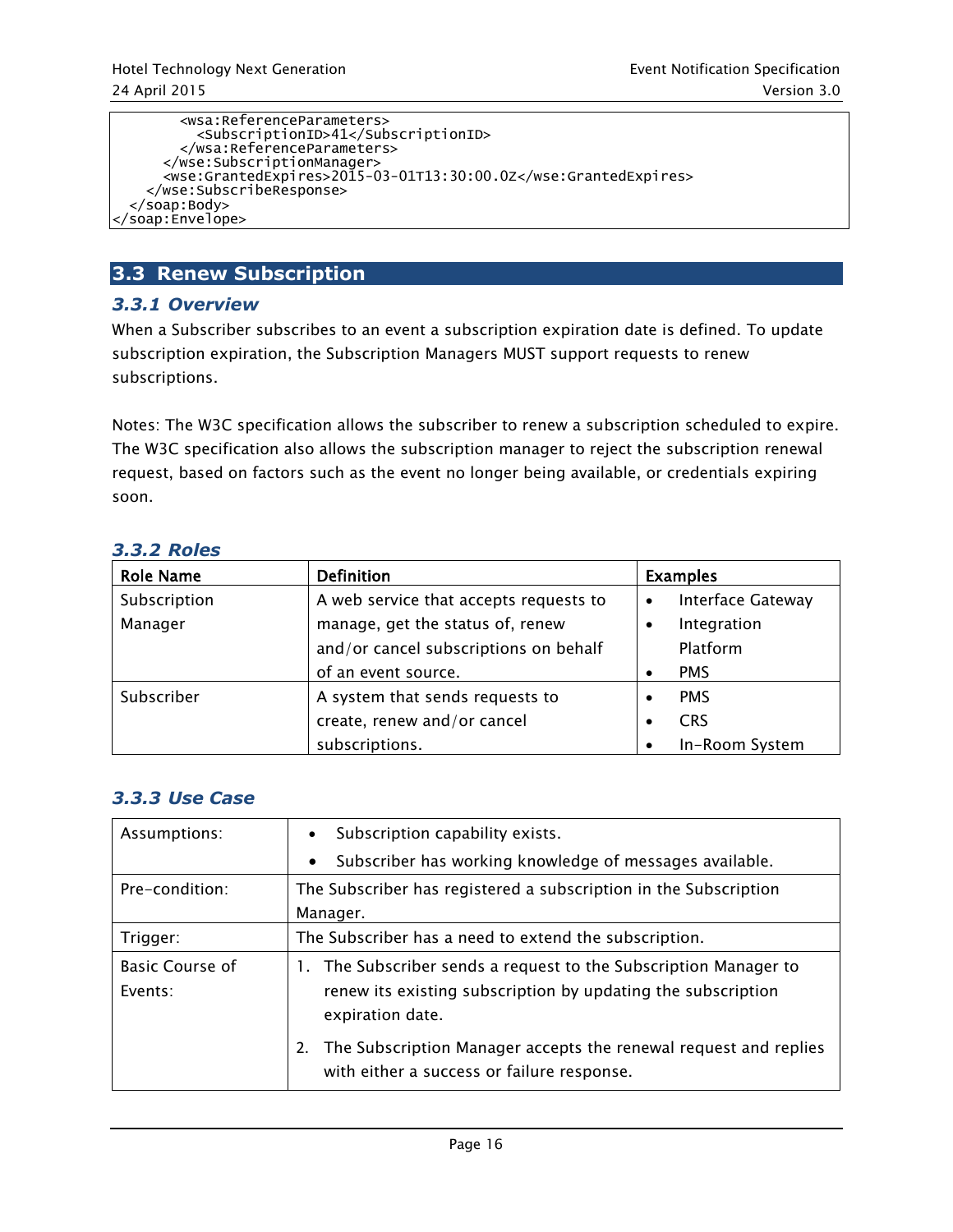```
        <wsa:ReferenceParameters>
          <SubscriptionID>41</SubscriptionID>
        </wsa:ReferenceParameters>
      </wse:SubscriptionManager>
      <wse:GrantedExpires>2015-03-01T13:30:00.0Z</wse:GrantedExpires>
    </wse:SubscribeResponse>
  </soap:Body>
</soap:Envelope>
```

## 3.3 Renew Subscription

### *3.3.1 Overview*

When a Subscriber subscribes to an event a subscription expiration date is defined. To update subscription expiration, the Subscription Managers MUST support requests to renew subscriptions.

Notes: The W3C specification allows the subscriber to renew a subscription scheduled to expire. The W3C specification also allows the subscription manager to reject the subscription renewal request, based on factors such as the event no longer being available, or credentials expiring soon.

### *3.3.2 Roles*

| Role Name | Definition | Examples |
|---|---|---|
| Subscription Manager | A web service that accepts requests to manage, get the status of, renew and/or cancel subscriptions on behalf of an event source. | • Interface Gateway<br>• Integration Platform<br>• PMS |
| Subscriber | A system that sends requests to create, renew and/or cancel subscriptions. | • PMS<br>• CRS<br>• In-Room System |

### *3.3.3 Use Case*

| | |
|---|---|
| Assumptions: | • Subscription capability exists.<br>• Subscriber has working knowledge of messages available. |
| Pre-condition: | The Subscriber has registered a subscription in the Subscription Manager. |
| Trigger: | The Subscriber has a need to extend the subscription. |
| Basic Course of Events: | 1. The Subscriber sends a request to the Subscription Manager to renew its existing subscription by updating the subscription expiration date.<br>2. The Subscription Manager accepts the renewal request and replies with either a success or failure response. |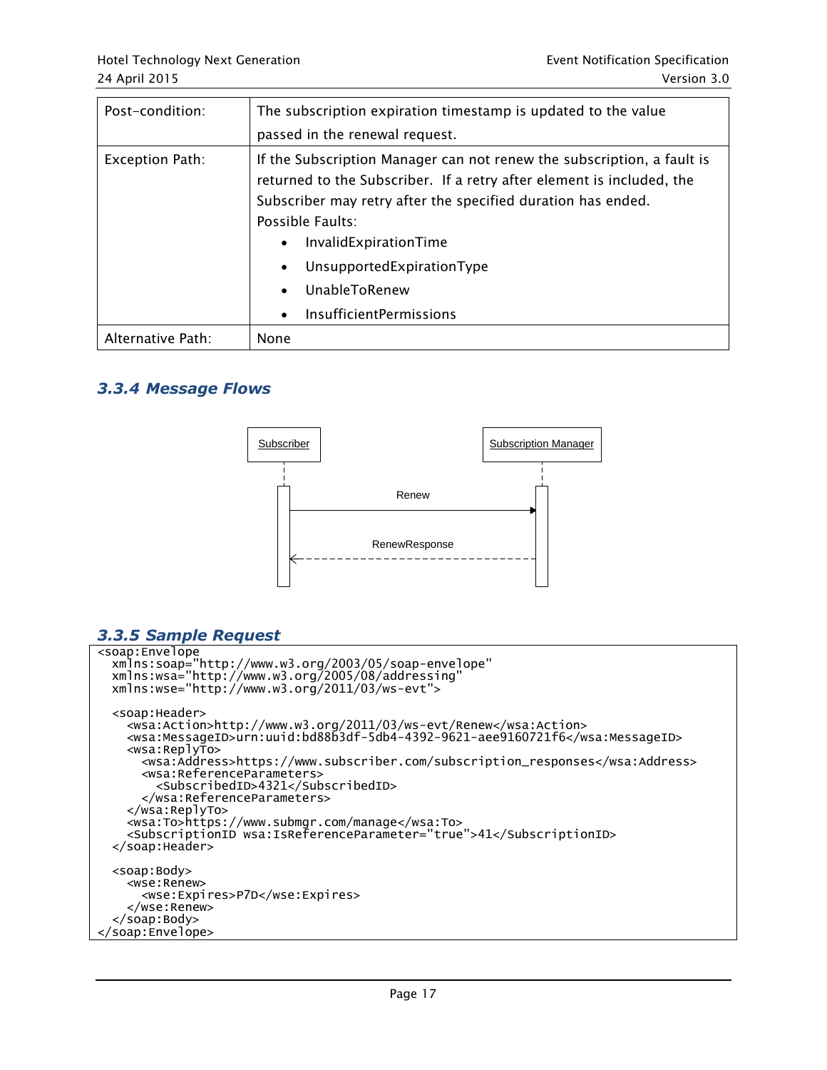| Post-condition: | The subscription expiration timestamp is updated to the value passed in the renewal request. |
|---|---|
| Exception Path: | If the Subscription Manager can not renew the subscription, a fault is returned to the Subscriber. If a retry after element is included, the Subscriber may retry after the specified duration has ended.<br>Possible Faults:<br>• InvalidExpirationTime<br>• UnsupportedExpirationType<br>• UnableToRenew<br>• InsufficientPermissions |
| Alternative Path: | None |

### 3.3.4 Message Flows

Subscriber → Subscription Manager: Renew

Subscription Manager → Subscriber: RenewResponse

### 3.3.5 Sample Request

```
<soap:Envelope
  xmlns:soap="http://www.w3.org/2003/05/soap-envelope"
  xmlns:wsa="http://www.w3.org/2005/08/addressing"
  xmlns:wse="http://www.w3.org/2011/03/ws-evt">

  <soap:Header>
    <wsa:Action>http://www.w3.org/2011/03/ws-evt/Renew</wsa:Action>
    <wsa:MessageID>urn:uuid:bd88b3df-5db4-4392-9621-aee9160721f6</wsa:MessageID>
    <wsa:ReplyTo>
      <wsa:Address>https://www.subscriber.com/subscription_responses</wsa:Address>
      <wsa:ReferenceParameters>
        <SubscribedID>4321</SubscribedID>
      </wsa:ReferenceParameters>
    </wsa:ReplyTo>
    <wsa:To>https://www.submgr.com/manage</wsa:To>
    <SubscriptionID wsa:IsReferenceParameter="true">41</SubscriptionID>
  </soap:Header>

  <soap:Body>
    <wse:Renew>
      <wse:Expires>P7D</wse:Expires>
    </wse:Renew>
  </soap:Body>
</soap:Envelope>
```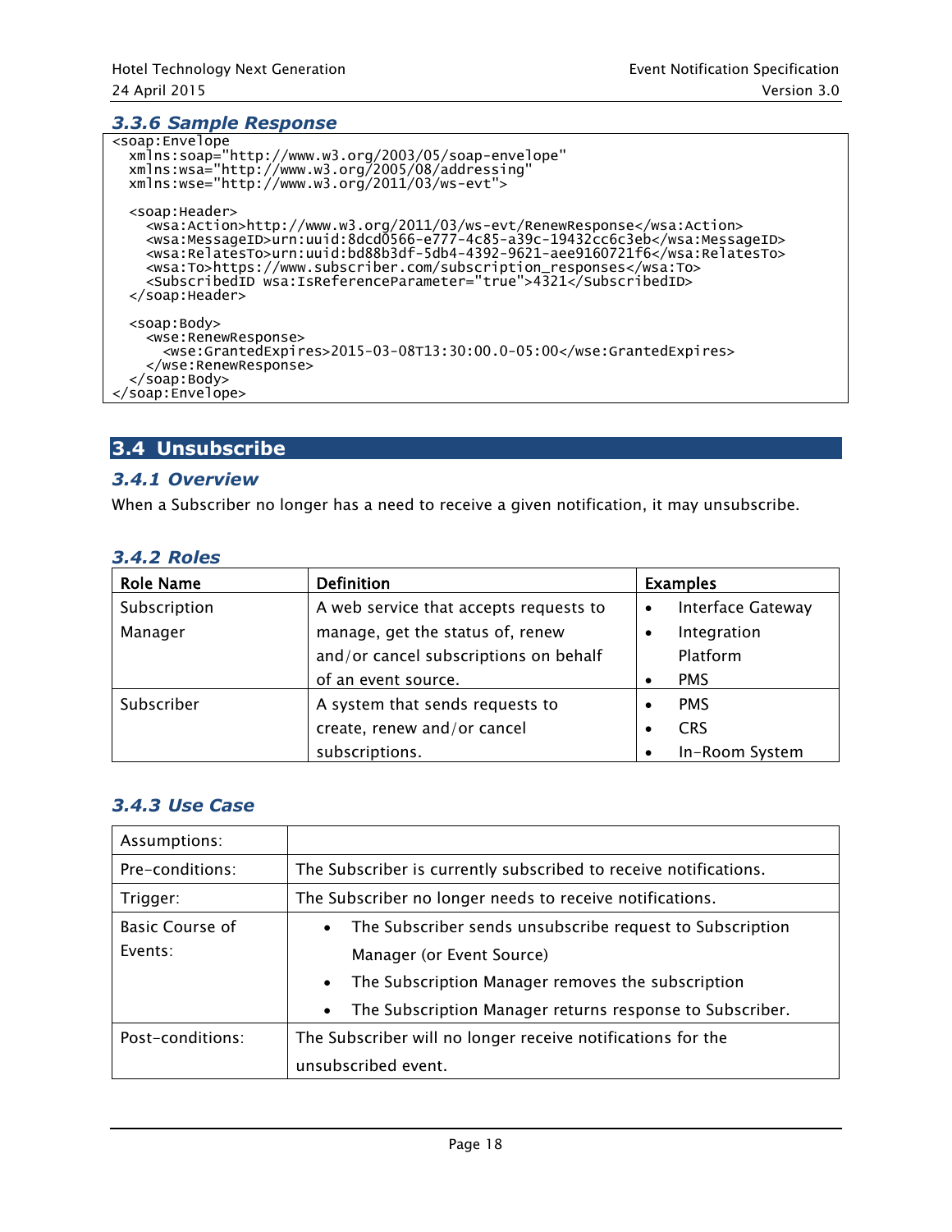### 3.3.6 Sample Response

```
<soap:Envelope
  xmlns:soap="http://www.w3.org/2003/05/soap-envelope"
  xmlns:wsa="http://www.w3.org/2005/08/addressing"
  xmlns:wse="http://www.w3.org/2011/03/ws-evt">

  <soap:Header>
    <wsa:Action>http://www.w3.org/2011/03/ws-evt/RenewResponse</wsa:Action>
    <wsa:MessageID>urn:uuid:8dcd0566-e777-4c85-a39c-19432cc6c3eb</wsa:MessageID>
    <wsa:RelatesTo>urn:uuid:bd88b3df-5db4-4392-9621-aee9160721f6</wsa:RelatesTo>
    <wsa:To>https://www.subscriber.com/subscription_responses</wsa:To>
    <SubscribedID wsa:IsReferenceParameter="true">4321</SubscribedID>
  </soap:Header>

  <soap:Body>
    <wse:RenewResponse>
      <wse:GrantedExpires>2015-03-08T13:30:00.0-05:00</wse:GrantedExpires>
    </wse:RenewResponse>
  </soap:Body>
</soap:Envelope>
```

## 3.4 Unsubscribe

### 3.4.1 Overview

When a Subscriber no longer has a need to receive a given notification, it may unsubscribe.

### 3.4.2 Roles

| Role Name | Definition | Examples |
|---|---|---|
| Subscription Manager | A web service that accepts requests to manage, get the status of, renew and/or cancel subscriptions on behalf of an event source. | • Interface Gateway<br>• Integration Platform<br>• PMS |
| Subscriber | A system that sends requests to create, renew and/or cancel subscriptions. | • PMS<br>• CRS<br>• In-Room System |

### 3.4.3 Use Case

| Assumptions: | |
|---|---|
| Pre-conditions: | The Subscriber is currently subscribed to receive notifications. |
| Trigger: | The Subscriber no longer needs to receive notifications. |
| Basic Course of Events: | • The Subscriber sends unsubscribe request to Subscription Manager (or Event Source)<br>• The Subscription Manager removes the subscription<br>• The Subscription Manager returns response to Subscriber. |
| Post-conditions: | The Subscriber will no longer receive notifications for the unsubscribed event. |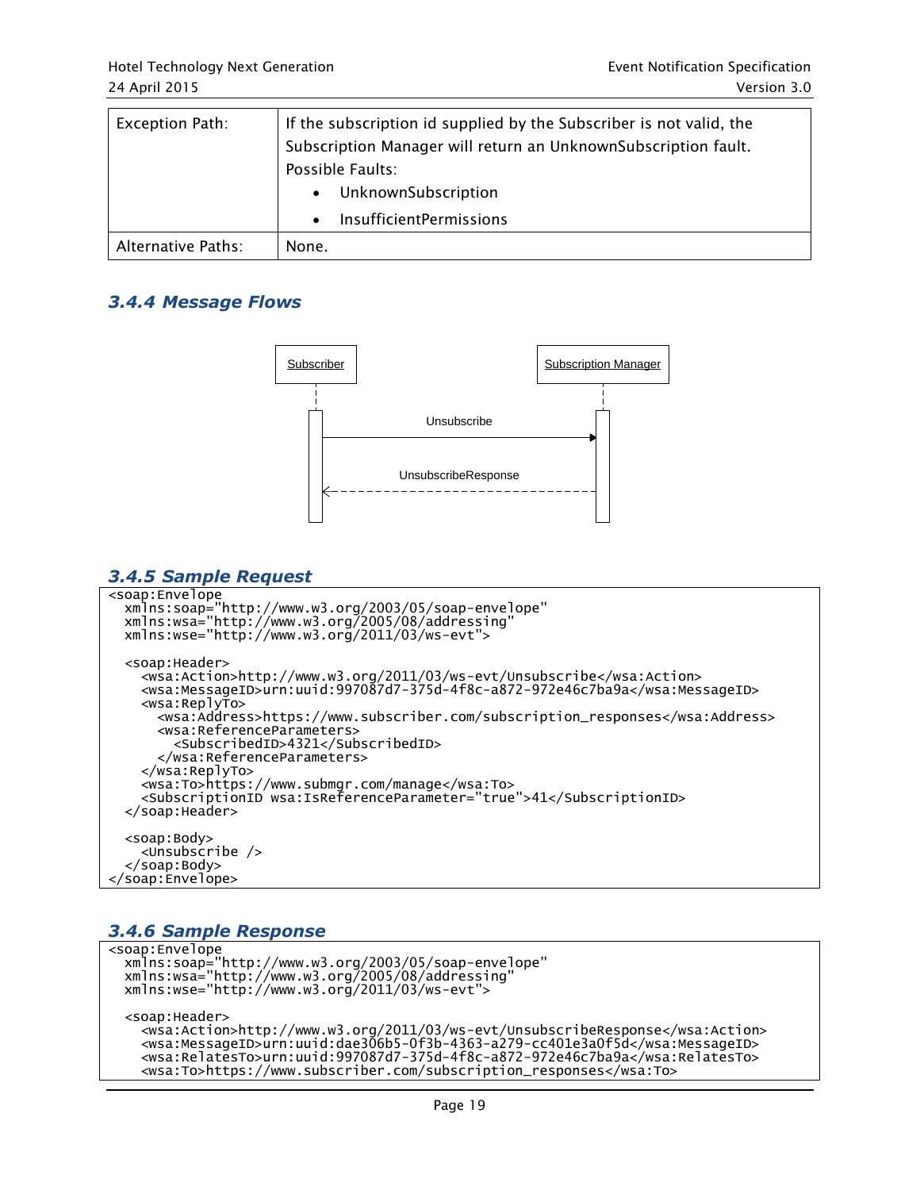| Exception Path: | If the subscription id supplied by the Subscriber is not valid, the Subscription Manager will return an UnknownSubscription fault. Possible Faults: <br>• UnknownSubscription <br>• InsufficientPermissions |
|---|---|
| Alternative Paths: | None. |

### 3.4.4 Message Flows

Subscriber — Subscription Manager

Unsubscribe

UnsubscribeResponse

### 3.4.5 Sample Request

```
<soap:Envelope
  xmlns:soap="http://www.w3.org/2003/05/soap-envelope"
  xmlns:wsa="http://www.w3.org/2005/08/addressing"
  xmlns:wse="http://www.w3.org/2011/03/ws-evt">

  <soap:Header>
    <wsa:Action>http://www.w3.org/2011/03/ws-evt/Unsubscribe</wsa:Action>
    <wsa:MessageID>urn:uuid:997087d7-375d-4f8c-a872-972e46c7ba9a</wsa:MessageID>
    <wsa:ReplyTo>
      <wsa:Address>https://www.subscriber.com/subscription_responses</wsa:Address>
      <wsa:ReferenceParameters>
        <SubscribedID>4321</SubscribedID>
      </wsa:ReferenceParameters>
    </wsa:ReplyTo>
    <wsa:To>https://www.submgr.com/manage</wsa:To>
    <SubscriptionID wsa:IsReferenceParameter="true">41</SubscriptionID>
  </soap:Header>

  <soap:Body>
    <Unsubscribe />
  </soap:Body>
</soap:Envelope>
```

### 3.4.6 Sample Response

```
<soap:Envelope
  xmlns:soap="http://www.w3.org/2003/05/soap-envelope"
  xmlns:wsa="http://www.w3.org/2005/08/addressing"
  xmlns:wse="http://www.w3.org/2011/03/ws-evt">

  <soap:Header>
    <wsa:Action>http://www.w3.org/2011/03/ws-evt/UnsubscribeResponse</wsa:Action>
    <wsa:MessageID>urn:uuid:dae306b5-0f3b-4363-a279-cc401e3a0f5d</wsa:MessageID>
    <wsa:RelatesTo>urn:uuid:997087d7-375d-4f8c-a872-972e46c7ba9a</wsa:RelatesTo>
    <wsa:To>https://www.subscriber.com/subscription_responses</wsa:To>
```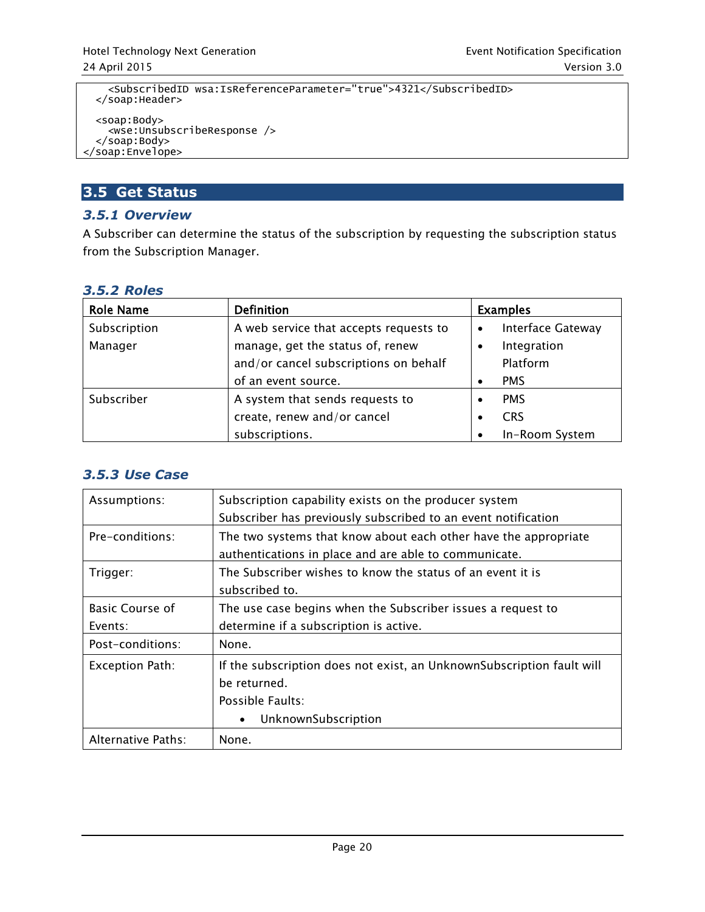```
    <SubscribedID wsa:IsReferenceParameter="true">4321</SubscribedID>
  </soap:Header>

  <soap:Body>
    <wse:UnsubscribeResponse />
  </soap:Body>
</soap:Envelope>
```

## 3.5 Get Status

### 3.5.1 Overview

A Subscriber can determine the status of the subscription by requesting the subscription status from the Subscription Manager.

### 3.5.2 Roles

| Role Name | Definition | Examples |
|---|---|---|
| Subscription Manager | A web service that accepts requests to manage, get the status of, renew and/or cancel subscriptions on behalf of an event source. | • Interface Gateway<br>• Integration Platform<br>• PMS |
| Subscriber | A system that sends requests to create, renew and/or cancel subscriptions. | • PMS<br>• CRS<br>• In-Room System |

### 3.5.3 Use Case

| | |
|---|---|
| Assumptions: | Subscription capability exists on the producer system<br>Subscriber has previously subscribed to an event notification |
| Pre-conditions: | The two systems that know about each other have the appropriate authentications in place and are able to communicate. |
| Trigger: | The Subscriber wishes to know the status of an event it is subscribed to. |
| Basic Course of Events: | The use case begins when the Subscriber issues a request to determine if a subscription is active. |
| Post-conditions: | None. |
| Exception Path: | If the subscription does not exist, an UnknownSubscription fault will be returned.<br>Possible Faults:<br>• UnknownSubscription |
| Alternative Paths: | None. |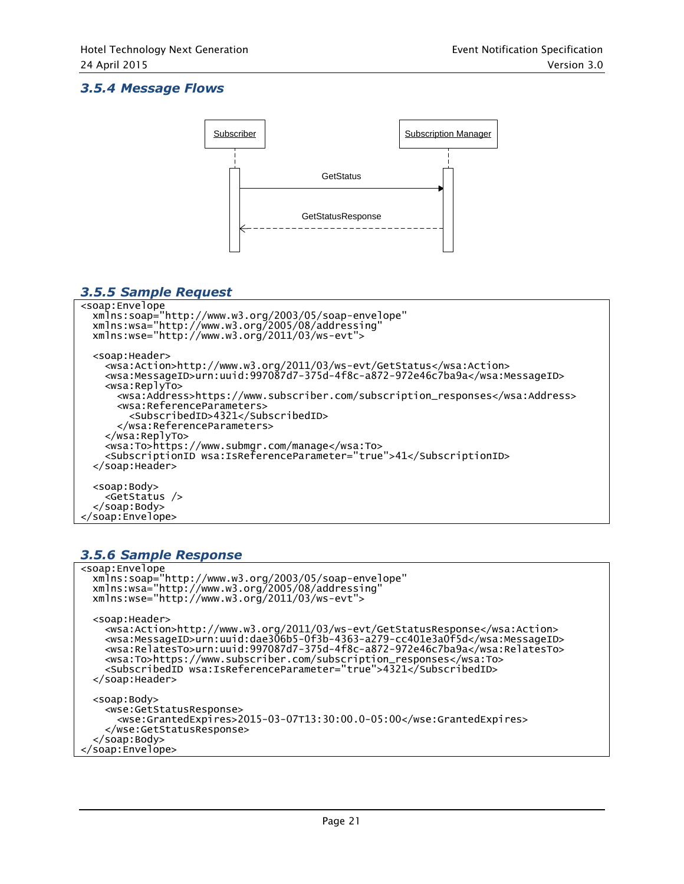### 3.5.4 Message Flows

Subscriber — Subscription Manager

GetStatus

GetStatusResponse

### 3.5.5 Sample Request

```
<soap:Envelope
  xmlns:soap="http://www.w3.org/2003/05/soap-envelope"
  xmlns:wsa="http://www.w3.org/2005/08/addressing"
  xmlns:wse="http://www.w3.org/2011/03/ws-evt">

  <soap:Header>
    <wsa:Action>http://www.w3.org/2011/03/ws-evt/GetStatus</wsa:Action>
    <wsa:MessageID>urn:uuid:997087d7-375d-4f8c-a872-972e46c7ba9a</wsa:MessageID>
    <wsa:ReplyTo>
      <wsa:Address>https://www.subscriber.com/subscription_responses</wsa:Address>
      <wsa:ReferenceParameters>
        <SubscribedID>4321</SubscribedID>
      </wsa:ReferenceParameters>
    </wsa:ReplyTo>
    <wsa:To>https://www.submgr.com/manage</wsa:To>
    <SubscriptionID wsa:IsReferenceParameter="true">41</SubscriptionID>
  </soap:Header>

  <soap:Body>
    <GetStatus />
  </soap:Body>
</soap:Envelope>
```

### 3.5.6 Sample Response

```
<soap:Envelope
  xmlns:soap="http://www.w3.org/2003/05/soap-envelope"
  xmlns:wsa="http://www.w3.org/2005/08/addressing"
  xmlns:wse="http://www.w3.org/2011/03/ws-evt">

  <soap:Header>
    <wsa:Action>http://www.w3.org/2011/03/ws-evt/GetStatusResponse</wsa:Action>
    <wsa:MessageID>urn:uuid:dae306b5-0f3b-4363-a279-cc401e3a0f5d</wsa:MessageID>
    <wsa:RelatesTo>urn:uuid:997087d7-375d-4f8c-a872-972e46c7ba9a</wsa:RelatesTo>
    <wsa:To>https://www.subscriber.com/subscription_responses</wsa:To>
    <SubscribedID wsa:IsReferenceParameter="true">4321</SubscribedID>
  </soap:Header>

  <soap:Body>
    <wse:GetStatusResponse>
      <wse:GrantedExpires>2015-03-07T13:30:00.0-05:00</wse:GrantedExpires>
    </wse:GetStatusResponse>
  </soap:Body>
</soap:Envelope>
```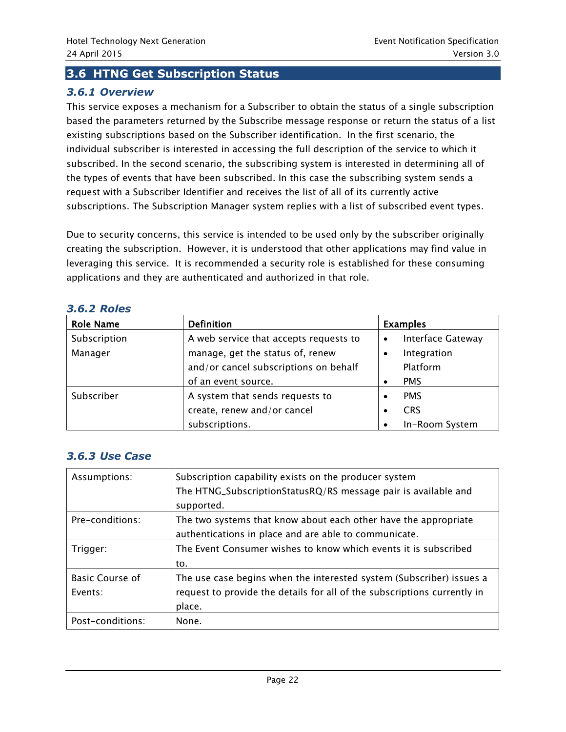## 3.6 HTNG Get Subscription Status

### 3.6.1 Overview

This service exposes a mechanism for a Subscriber to obtain the status of a single subscription based the parameters returned by the Subscribe message response or return the status of a list existing subscriptions based on the Subscriber identification. In the first scenario, the individual subscriber is interested in accessing the full description of the service to which it subscribed. In the second scenario, the subscribing system is interested in determining all of the types of events that have been subscribed. In this case the subscribing system sends a request with a Subscriber Identifier and receives the list of all of its currently active subscriptions. The Subscription Manager system replies with a list of subscribed event types.

Due to security concerns, this service is intended to be used only by the subscriber originally creating the subscription. However, it is understood that other applications may find value in leveraging this service. It is recommended a security role is established for these consuming applications and they are authenticated and authorized in that role.

### 3.6.2 Roles

| Role Name | Definition | Examples |
|---|---|---|
| Subscription Manager | A web service that accepts requests to manage, get the status of, renew and/or cancel subscriptions on behalf of an event source. | • Interface Gateway<br>• Integration Platform<br>• PMS |
| Subscriber | A system that sends requests to create, renew and/or cancel subscriptions. | • PMS<br>• CRS<br>• In-Room System |

### 3.6.3 Use Case

| | |
|---|---|
| Assumptions: | Subscription capability exists on the producer system<br>The HTNG_SubscriptionStatusRQ/RS message pair is available and supported. |
| Pre-conditions: | The two systems that know about each other have the appropriate authentications in place and are able to communicate. |
| Trigger: | The Event Consumer wishes to know which events it is subscribed to. |
| Basic Course of Events: | The use case begins when the interested system (Subscriber) issues a request to provide the details for all of the subscriptions currently in place. |
| Post-conditions: | None. |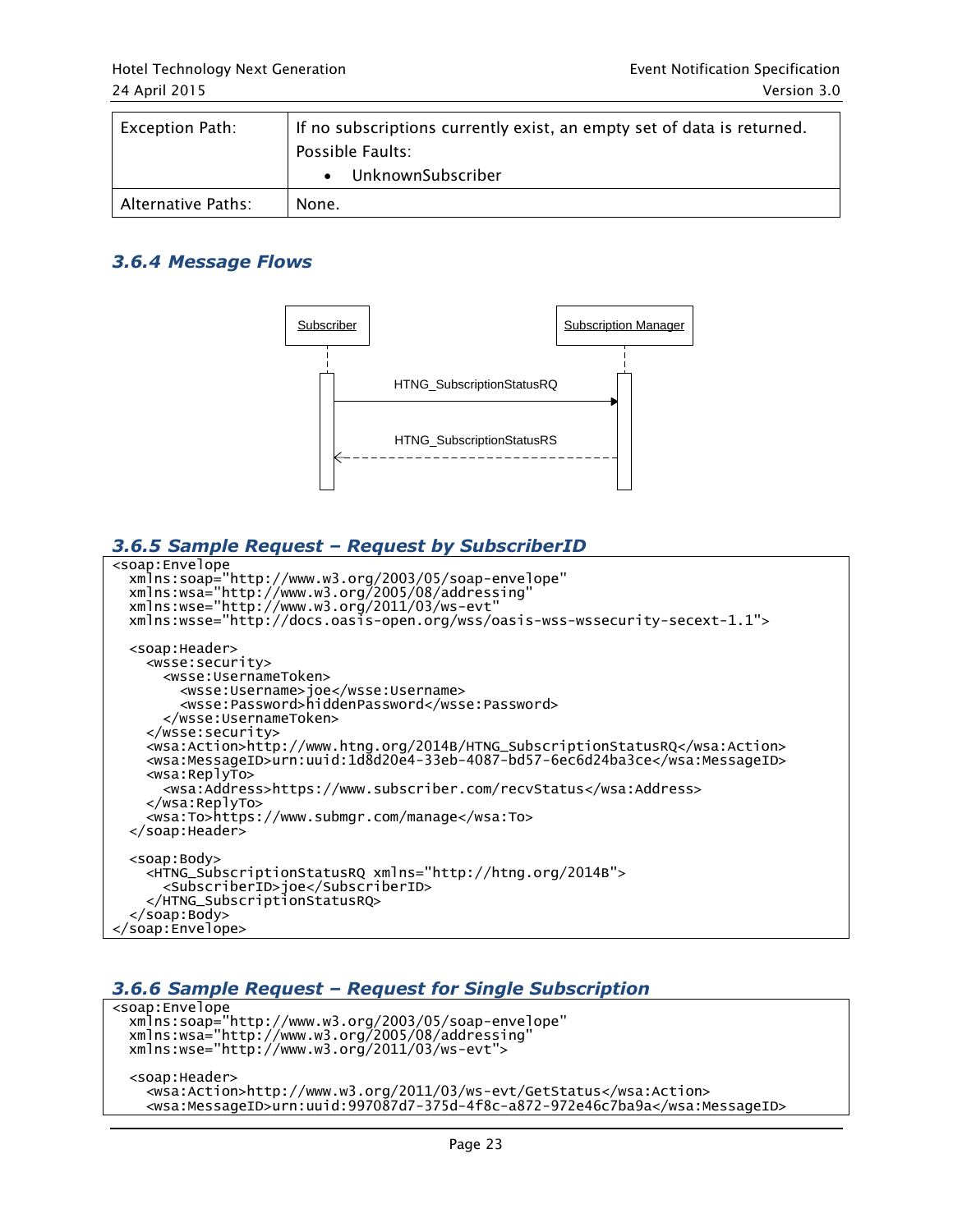| Exception Path: | If no subscriptions currently exist, an empty set of data is returned.<br>Possible Faults:<br>• UnknownSubscriber |
|---|---|
| Alternative Paths: | None. |

### *3.6.4 Message Flows*

Subscriber — Subscription Manager

HTNG_SubscriptionStatusRQ

HTNG_SubscriptionStatusRS

### *3.6.5 Sample Request – Request by SubscriberID*

```
<soap:Envelope
  xmlns:soap="http://www.w3.org/2003/05/soap-envelope"
  xmlns:wsa="http://www.w3.org/2005/08/addressing"
  xmlns:wse="http://www.w3.org/2011/03/ws-evt"
  xmlns:wsse="http://docs.oasis-open.org/wss/oasis-wss-wssecurity-secext-1.1">

  <soap:Header>
    <wsse:security>
      <wsse:UsernameToken>
        <wsse:Username>joe</wsse:Username>
        <wsse:Password>hiddenPassword</wsse:Password>
      </wsse:UsernameToken>
    </wsse:security>
    <wsa:Action>http://www.htng.org/2014B/HTNG_SubscriptionStatusRQ</wsa:Action>
    <wsa:MessageID>urn:uuid:1d8d20e4-33eb-4087-bd57-6ec6d24ba3ce</wsa:MessageID>
    <wsa:ReplyTo>
      <wsa:Address>https://www.subscriber.com/recvStatus</wsa:Address>
    </wsa:ReplyTo>
    <wsa:To>https://www.submgr.com/manage</wsa:To>
  </soap:Header>

  <soap:Body>
    <HTNG_SubscriptionStatusRQ xmlns="http://htng.org/2014B">
      <SubscriberID>joe</SubscriberID>
    </HTNG_SubscriptionStatusRQ>
  </soap:Body>
</soap:Envelope>
```

### *3.6.6 Sample Request – Request for Single Subscription*

```
<soap:Envelope
  xmlns:soap="http://www.w3.org/2003/05/soap-envelope"
  xmlns:wsa="http://www.w3.org/2005/08/addressing"
  xmlns:wse="http://www.w3.org/2011/03/ws-evt">

  <soap:Header>
    <wsa:Action>http://www.w3.org/2011/03/ws-evt/GetStatus</wsa:Action>
    <wsa:MessageID>urn:uuid:997087d7-375d-4f8c-a872-972e46c7ba9a</wsa:MessageID>
```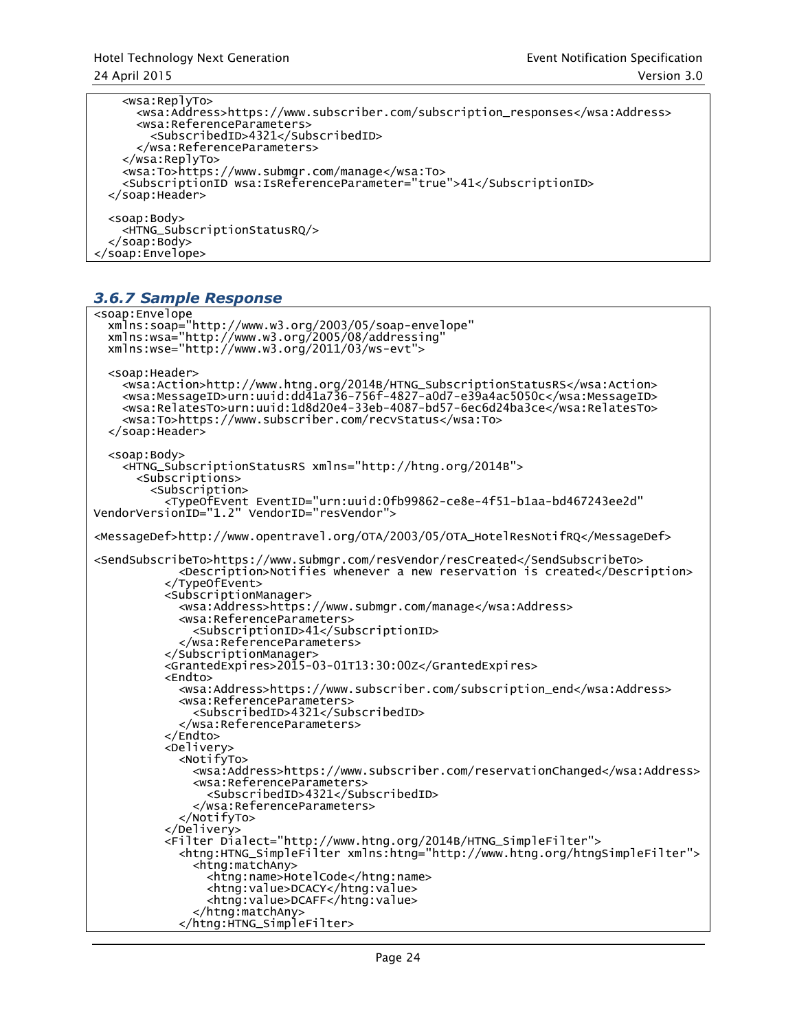```
    <wsa:ReplyTo>
      <wsa:Address>https://www.subscriber.com/subscription_responses</wsa:Address>
      <wsa:ReferenceParameters>
        <SubscribedID>4321</SubscribedID>
      </wsa:ReferenceParameters>
    </wsa:ReplyTo>
    <wsa:To>https://www.submgr.com/manage</wsa:To>
    <SubscriptionID wsa:IsReferenceParameter="true">41</SubscriptionID>
  </soap:Header>

  <soap:Body>
    <HTNG_SubscriptionStatusRQ/>
  </soap:Body>
</soap:Envelope>
```

### 3.6.7 Sample Response

```
<soap:Envelope
  xmlns:soap="http://www.w3.org/2003/05/soap-envelope"
  xmlns:wsa="http://www.w3.org/2005/08/addressing"
  xmlns:wse="http://www.w3.org/2011/03/ws-evt">

  <soap:Header>
    <wsa:Action>http://www.htng.org/2014B/HTNG_SubscriptionStatusRS</wsa:Action>
    <wsa:MessageID>urn:uuid:dd41a736-756f-4827-a0d7-e39a4ac5050c</wsa:MessageID>
    <wsa:RelatesTo>urn:uuid:1d8d20e4-33eb-4087-bd57-6ec6d24ba3ce</wsa:RelatesTo>
    <wsa:To>https://www.subscriber.com/recvStatus</wsa:To>
  </soap:Header>

  <soap:Body>
    <HTNG_SubscriptionStatusRS xmlns="http://htng.org/2014B">
      <Subscriptions>
        <Subscription>
          <TypeOfEvent EventID="urn:uuid:0fb99862-ce8e-4f51-b1aa-bd467243ee2d"
VendorVersionID="1.2" VendorID="resVendor">

<MessageDef>http://www.opentravel.org/OTA/2003/05/OTA_HotelResNotifRQ</MessageDef>

<SendSubscribeTo>https://www.submgr.com/resVendor/resCreated</SendSubscribeTo>
            <Description>Notifies whenever a new reservation is created</Description>
          </TypeOfEvent>
          <SubscriptionManager>
            <wsa:Address>https://www.submgr.com/manage</wsa:Address>
            <wsa:ReferenceParameters>
              <SubscriptionID>41</SubscriptionID>
            </wsa:ReferenceParameters>
          </SubscriptionManager>
          <GrantedExpires>2015-03-01T13:30:00Z</GrantedExpires>
          <Endto>
            <wsa:Address>https://www.subscriber.com/subscription_end</wsa:Address>
            <wsa:ReferenceParameters>
              <SubscribedID>4321</SubscribedID>
            </wsa:ReferenceParameters>
          </Endto>
          <Delivery>
            <NotifyTo>
              <wsa:Address>https://www.subscriber.com/reservationChanged</wsa:Address>
              <wsa:ReferenceParameters>
                <SubscribedID>4321</SubscribedID>
              </wsa:ReferenceParameters>
            </NotifyTo>
          </Delivery>
          <Filter Dialect="http://www.htng.org/2014B/HTNG_SimpleFilter">
            <htng:HTNG_SimpleFilter xmlns:htng="http://www.htng.org/htngSimpleFilter">
              <htng:matchAny>
                <htng:name>HotelCode</htng:name>
                <htng:value>DCACY</htng:value>
                <htng:value>DCAFF</htng:value>
              </htng:matchAny>
            </htng:HTNG_SimpleFilter>
```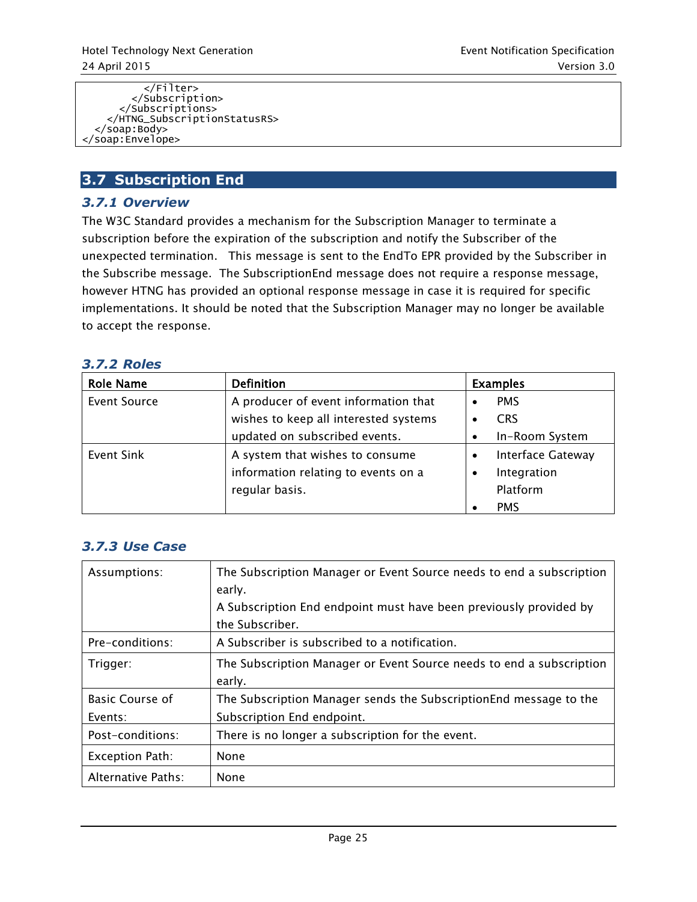```
        </Filter>
      </Subscription>
    </Subscriptions>
  </HTNG_SubscriptionStatusRS>
 </soap:Body>
</soap:Envelope>
```

## 3.7 Subscription End

### 3.7.1 Overview

The W3C Standard provides a mechanism for the Subscription Manager to terminate a subscription before the expiration of the subscription and notify the Subscriber of the unexpected termination. This message is sent to the EndTo EPR provided by the Subscriber in the Subscribe message. The SubscriptionEnd message does not require a response message, however HTNG has provided an optional response message in case it is required for specific implementations. It should be noted that the Subscription Manager may no longer be available to accept the response.

### 3.7.2 Roles

| Role Name | Definition | Examples |
|---|---|---|
| Event Source | A producer of event information that wishes to keep all interested systems updated on subscribed events. | • PMS<br>• CRS<br>• In-Room System |
| Event Sink | A system that wishes to consume information relating to events on a regular basis. | • Interface Gateway<br>• Integration Platform<br>• PMS |

### 3.7.3 Use Case

| | |
|---|---|
| Assumptions: | The Subscription Manager or Event Source needs to end a subscription early.<br>A Subscription End endpoint must have been previously provided by the Subscriber. |
| Pre-conditions: | A Subscriber is subscribed to a notification. |
| Trigger: | The Subscription Manager or Event Source needs to end a subscription early. |
| Basic Course of Events: | The Subscription Manager sends the SubscriptionEnd message to the Subscription End endpoint. |
| Post-conditions: | There is no longer a subscription for the event. |
| Exception Path: | None |
| Alternative Paths: | None |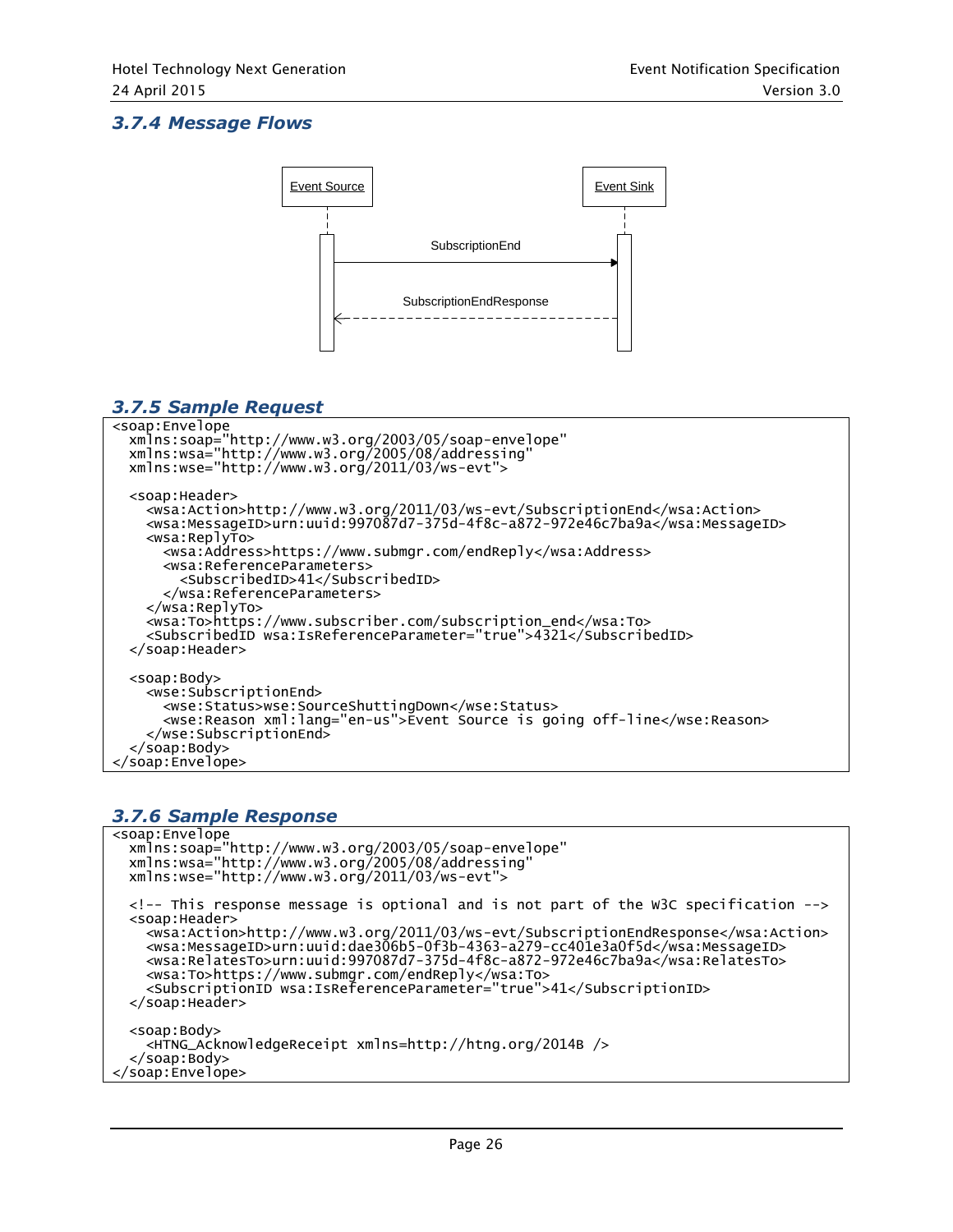### 3.7.4 Message Flows

Event Source → Event Sink: SubscriptionEnd

Event Sink → Event Source: SubscriptionEndResponse

### 3.7.5 Sample Request

```
<soap:Envelope
  xmlns:soap="http://www.w3.org/2003/05/soap-envelope"
  xmlns:wsa="http://www.w3.org/2005/08/addressing"
  xmlns:wse="http://www.w3.org/2011/03/ws-evt">

  <soap:Header>
    <wsa:Action>http://www.w3.org/2011/03/ws-evt/SubscriptionEnd</wsa:Action>
    <wsa:MessageID>urn:uuid:997087d7-375d-4f8c-a872-972e46c7ba9a</wsa:MessageID>
    <wsa:ReplyTo>
      <wsa:Address>https://www.submgr.com/endReply</wsa:Address>
      <wsa:ReferenceParameters>
        <SubscribedID>41</SubscribedID>
      </wsa:ReferenceParameters>
    </wsa:ReplyTo>
    <wsa:To>https://www.subscriber.com/subscription_end</wsa:To>
    <SubscribedID wsa:IsReferenceParameter="true">4321</SubscribedID>
  </soap:Header>

  <soap:Body>
    <wse:SubscriptionEnd>
      <wse:Status>wse:SourceShuttingDown</wse:Status>
      <wse:Reason xml:lang="en-us">Event Source is going off-line</wse:Reason>
    </wse:SubscriptionEnd>
  </soap:Body>
</soap:Envelope>
```

### 3.7.6 Sample Response

```
<soap:Envelope
  xmlns:soap="http://www.w3.org/2003/05/soap-envelope"
  xmlns:wsa="http://www.w3.org/2005/08/addressing"
  xmlns:wse="http://www.w3.org/2011/03/ws-evt">

  <!-- This response message is optional and is not part of the W3C specification -->
  <soap:Header>
    <wsa:Action>http://www.w3.org/2011/03/ws-evt/SubscriptionEndResponse</wsa:Action>
    <wsa:MessageID>urn:uuid:dae306b5-0f3b-4363-a279-cc401e3a0f5d</wsa:MessageID>
    <wsa:RelatesTo>urn:uuid:997087d7-375d-4f8c-a872-972e46c7ba9a</wsa:RelatesTo>
    <wsa:To>https://www.submgr.com/endReply</wsa:To>
    <SubscriptionID wsa:IsReferenceParameter="true">41</SubscriptionID>
  </soap:Header>

  <soap:Body>
    <HTNG_AcknowledgeReceipt xmlns=http://htng.org/2014B />
  </soap:Body>
</soap:Envelope>
```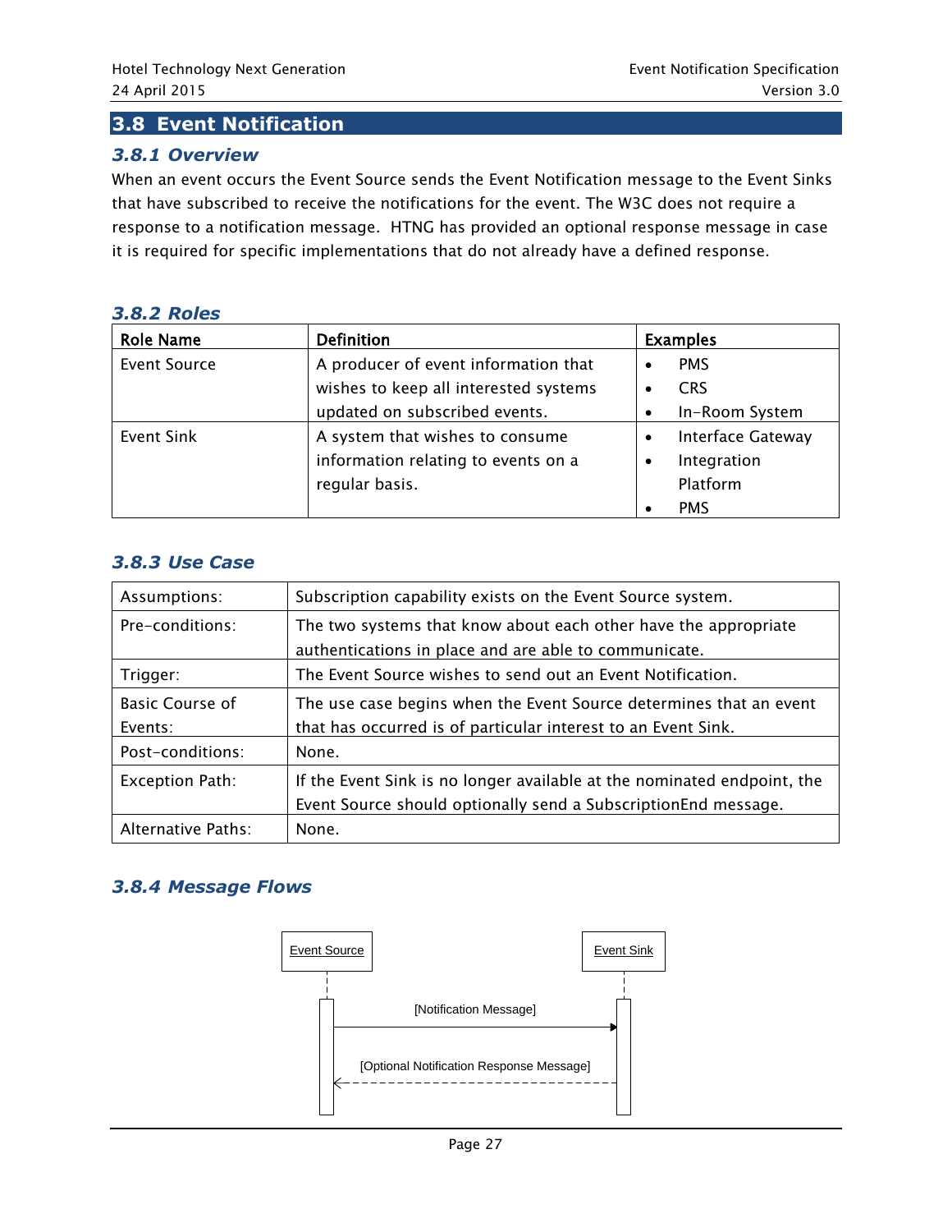## 3.8 Event Notification

### 3.8.1 Overview

When an event occurs the Event Source sends the Event Notification message to the Event Sinks that have subscribed to receive the notifications for the event. The W3C does not require a response to a notification message. HTNG has provided an optional response message in case it is required for specific implementations that do not already have a defined response.

### 3.8.2 Roles

| Role Name | Definition | Examples |
|---|---|---|
| Event Source | A producer of event information that wishes to keep all interested systems updated on subscribed events. | • PMS<br>• CRS<br>• In-Room System |
| Event Sink | A system that wishes to consume information relating to events on a regular basis. | • Interface Gateway<br>• Integration Platform<br>• PMS |

### 3.8.3 Use Case

| | |
|---|---|
| Assumptions: | Subscription capability exists on the Event Source system. |
| Pre-conditions: | The two systems that know about each other have the appropriate authentications in place and are able to communicate. |
| Trigger: | The Event Source wishes to send out an Event Notification. |
| Basic Course of Events: | The use case begins when the Event Source determines that an event that has occurred is of particular interest to an Event Sink. |
| Post-conditions: | None. |
| Exception Path: | If the Event Sink is no longer available at the nominated endpoint, the Event Source should optionally send a SubscriptionEnd message. |
| Alternative Paths: | None. |

### 3.8.4 Message Flows

Event Source → Event Sink: [Notification Message]

Event Sink ⇠ Event Source: [Optional Notification Response Message]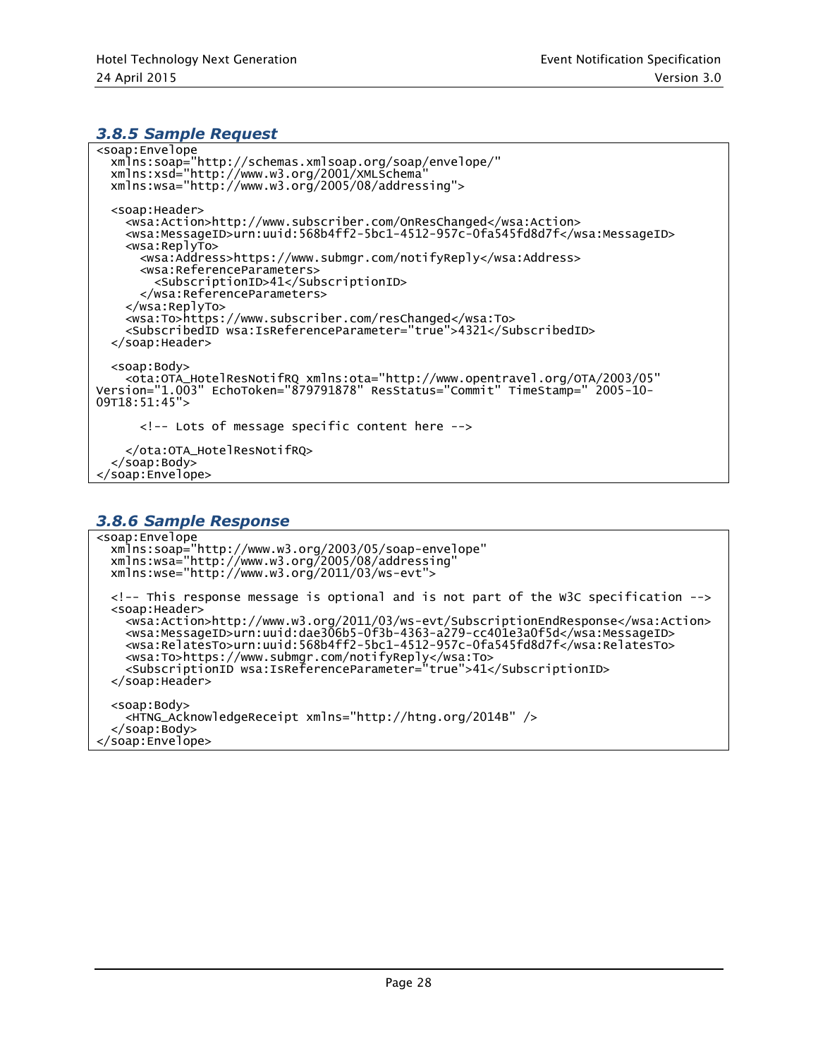### 3.8.5 Sample Request

```
<soap:Envelope
  xmlns:soap="http://schemas.xmlsoap.org/soap/envelope/"
  xmlns:xsd="http://www.w3.org/2001/XMLSchema"
  xmlns:wsa="http://www.w3.org/2005/08/addressing">

  <soap:Header>
    <wsa:Action>http://www.subscriber.com/OnResChanged</wsa:Action>
    <wsa:MessageID>urn:uuid:568b4ff2-5bc1-4512-957c-0fa545fd8d7f</wsa:MessageID>
    <wsa:ReplyTo>
      <wsa:Address>https://www.submgr.com/notifyReply</wsa:Address>
      <wsa:ReferenceParameters>
        <SubscriptionID>41</SubscriptionID>
      </wsa:ReferenceParameters>
    </wsa:ReplyTo>
    <wsa:To>https://www.subscriber.com/resChanged</wsa:To>
    <SubscribedID wsa:IsReferenceParameter="true">4321</SubscribedID>
  </soap:Header>

  <soap:Body>
    <ota:OTA_HotelResNotifRQ xmlns:ota="http://www.opentravel.org/OTA/2003/05"
Version="1.003" EchoToken="879791878" ResStatus="Commit" TimeStamp=" 2005-10-
09T18:51:45">

      <!-- Lots of message specific content here -->

    </ota:OTA_HotelResNotifRQ>
  </soap:Body>
</soap:Envelope>
```

### 3.8.6 Sample Response

```
<soap:Envelope
  xmlns:soap="http://www.w3.org/2003/05/soap-envelope"
  xmlns:wsa="http://www.w3.org/2005/08/addressing"
  xmlns:wse="http://www.w3.org/2011/03/ws-evt">

  <!-- This response message is optional and is not part of the W3C specification -->
  <soap:Header>
    <wsa:Action>http://www.w3.org/2011/03/ws-evt/SubscriptionEndResponse</wsa:Action>
    <wsa:MessageID>urn:uuid:dae306b5-0f3b-4363-a279-cc401e3a0f5d</wsa:MessageID>
    <wsa:RelatesTo>urn:uuid:568b4ff2-5bc1-4512-957c-0fa545fd8d7f</wsa:RelatesTo>
    <wsa:To>https://www.submgr.com/notifyReply</wsa:To>
    <SubscriptionID wsa:IsReferenceParameter="true">41</SubscriptionID>
  </soap:Header>

  <soap:Body>
    <HTNG_AcknowledgeReceipt xmlns="http://htng.org/2014B" />
  </soap:Body>
</soap:Envelope>
```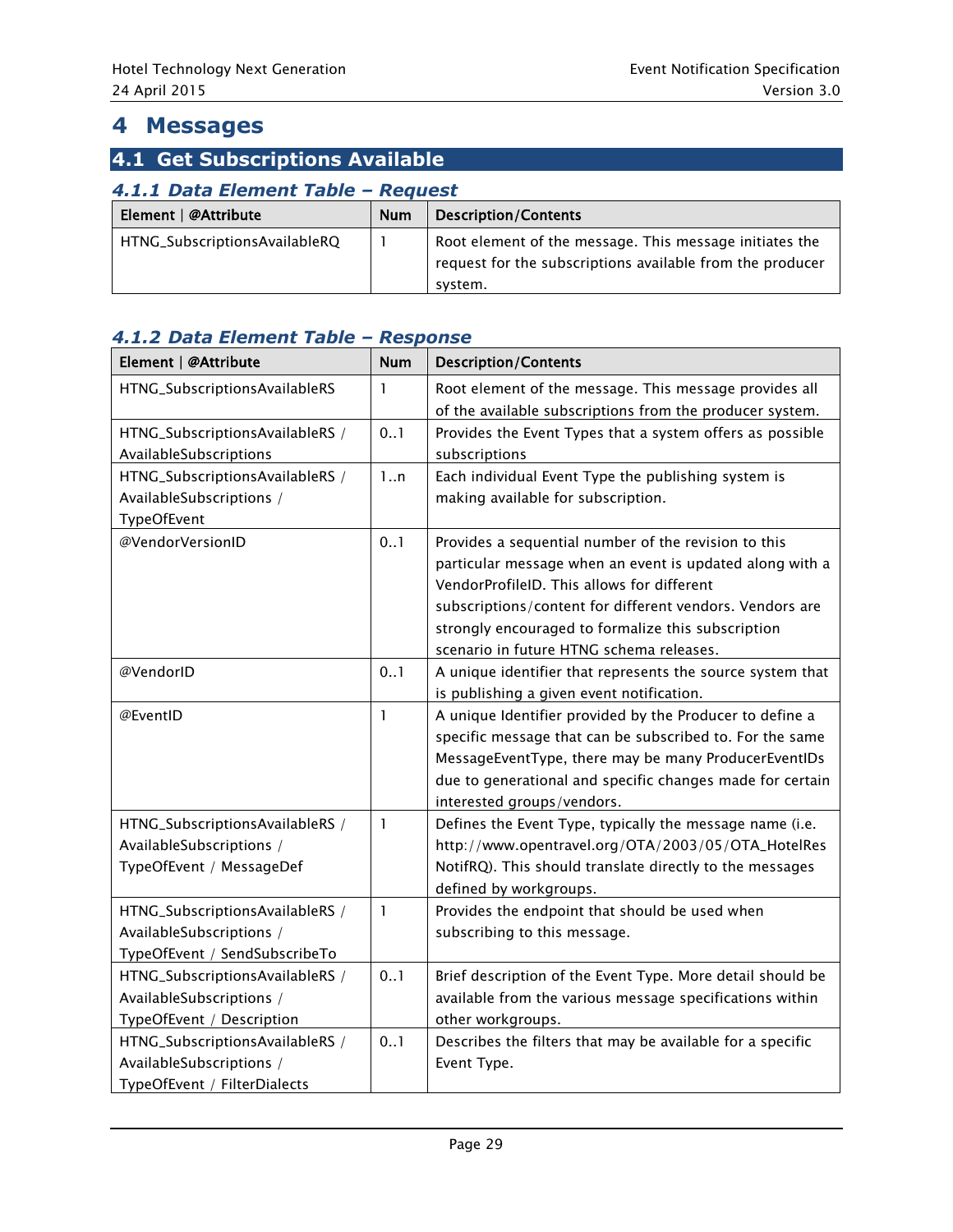# 4 Messages

## 4.1 Get Subscriptions Available

### 4.1.1 Data Element Table – Request

| Element \| @Attribute | Num | Description/Contents |
|---|---|---|
| HTNG_SubscriptionsAvailableRQ | 1 | Root element of the message. This message initiates the request for the subscriptions available from the producer system. |

### 4.1.2 Data Element Table – Response

| Element \| @Attribute | Num | Description/Contents |
|---|---|---|
| HTNG_SubscriptionsAvailableRS | 1 | Root element of the message. This message provides all of the available subscriptions from the producer system. |
| HTNG_SubscriptionsAvailableRS / AvailableSubscriptions | 0..1 | Provides the Event Types that a system offers as possible subscriptions |
| HTNG_SubscriptionsAvailableRS / AvailableSubscriptions / TypeOfEvent | 1..n | Each individual Event Type the publishing system is making available for subscription. |
| @VendorVersionID | 0..1 | Provides a sequential number of the revision to this particular message when an event is updated along with a VendorProfileID. This allows for different subscriptions/content for different vendors. Vendors are strongly encouraged to formalize this subscription scenario in future HTNG schema releases. |
| @VendorID | 0..1 | A unique identifier that represents the source system that is publishing a given event notification. |
| @EventID | 1 | A unique Identifier provided by the Producer to define a specific message that can be subscribed to. For the same MessageEventType, there may be many ProducerEventIDs due to generational and specific changes made for certain interested groups/vendors. |
| HTNG_SubscriptionsAvailableRS / AvailableSubscriptions / TypeOfEvent / MessageDef | 1 | Defines the Event Type, typically the message name (i.e. http://www.opentravel.org/OTA/2003/05/OTA_HotelResNotifRQ). This should translate directly to the messages defined by workgroups. |
| HTNG_SubscriptionsAvailableRS / AvailableSubscriptions / TypeOfEvent / SendSubscribeTo | 1 | Provides the endpoint that should be used when subscribing to this message. |
| HTNG_SubscriptionsAvailableRS / AvailableSubscriptions / TypeOfEvent / Description | 0..1 | Brief description of the Event Type. More detail should be available from the various message specifications within other workgroups. |
| HTNG_SubscriptionsAvailableRS / AvailableSubscriptions / TypeOfEvent / FilterDialects | 0..1 | Describes the filters that may be available for a specific Event Type. |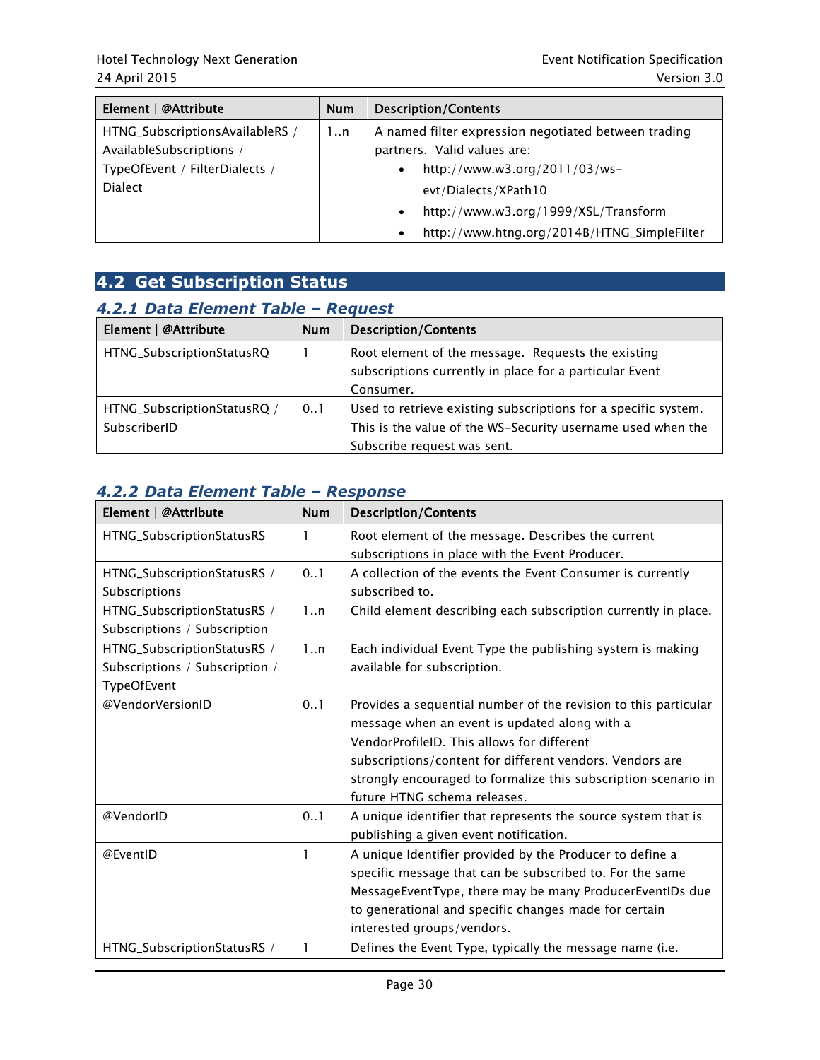| Element \| @Attribute | Num | Description/Contents |
| --- | --- | --- |
| HTNG_SubscriptionsAvailableRS / AvailableSubscriptions / TypeOfEvent / FilterDialects / Dialect | 1..n | A named filter expression negotiated between trading partners. Valid values are: <br>• http://www.w3.org/2011/03/ws-evt/Dialects/XPath10 <br>• http://www.w3.org/1999/XSL/Transform <br>• http://www.htng.org/2014B/HTNG_SimpleFilter |

## 4.2 Get Subscription Status

### 4.2.1 Data Element Table – Request

| Element \| @Attribute | Num | Description/Contents |
| --- | --- | --- |
| HTNG_SubscriptionStatusRQ | 1 | Root element of the message. Requests the existing subscriptions currently in place for a particular Event Consumer. |
| HTNG_SubscriptionStatusRQ / SubscriberID | 0..1 | Used to retrieve existing subscriptions for a specific system. This is the value of the WS-Security username used when the Subscribe request was sent. |

### 4.2.2 Data Element Table – Response

| Element \| @Attribute | Num | Description/Contents |
| --- | --- | --- |
| HTNG_SubscriptionStatusRS | 1 | Root element of the message. Describes the current subscriptions in place with the Event Producer. |
| HTNG_SubscriptionStatusRS / Subscriptions | 0..1 | A collection of the events the Event Consumer is currently subscribed to. |
| HTNG_SubscriptionStatusRS / Subscriptions / Subscription | 1..n | Child element describing each subscription currently in place. |
| HTNG_SubscriptionStatusRS / Subscriptions / Subscription / TypeOfEvent | 1..n | Each individual Event Type the publishing system is making available for subscription. |
| @VendorVersionID | 0..1 | Provides a sequential number of the revision to this particular message when an event is updated along with a VendorProfileID. This allows for different subscriptions/content for different vendors. Vendors are strongly encouraged to formalize this subscription scenario in future HTNG schema releases. |
| @VendorID | 0..1 | A unique identifier that represents the source system that is publishing a given event notification. |
| @EventID | 1 | A unique Identifier provided by the Producer to define a specific message that can be subscribed to. For the same MessageEventType, there may be many ProducerEventIDs due to generational and specific changes made for certain interested groups/vendors. |
| HTNG_SubscriptionStatusRS / | 1 | Defines the Event Type, typically the message name (i.e. |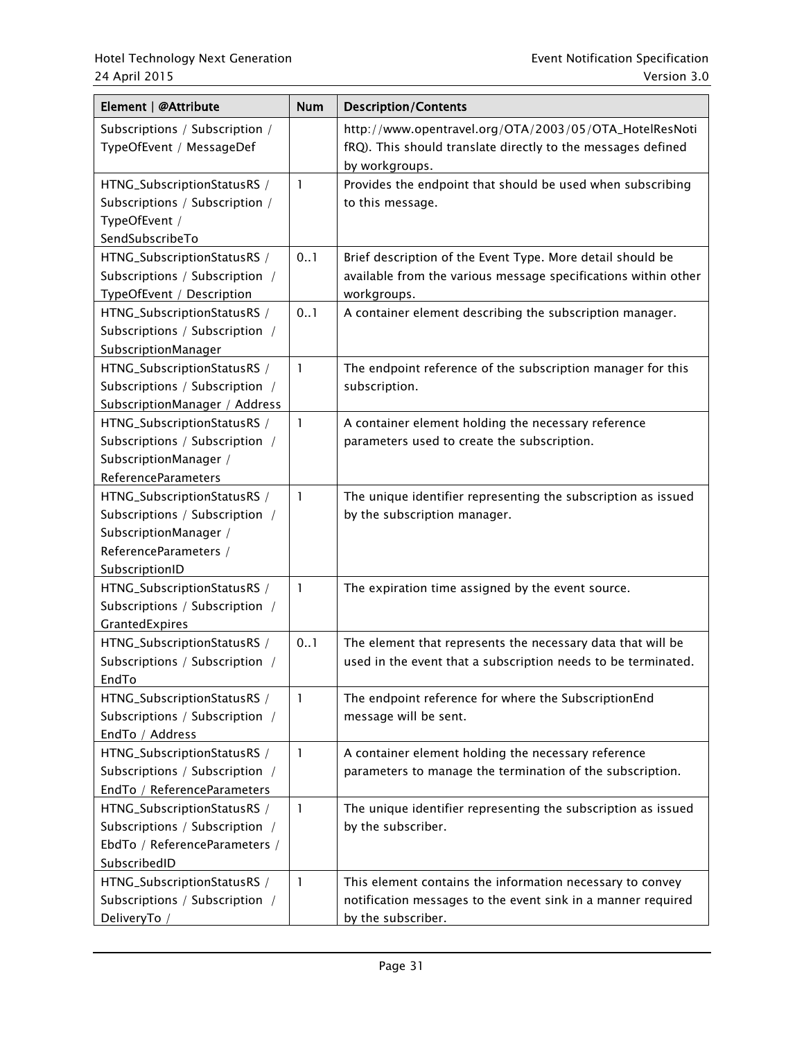| Element \| @Attribute | Num | Description/Contents |
|---|---|---|
| Subscriptions / Subscription / TypeOfEvent / MessageDef | | http://www.opentravel.org/OTA/2003/05/OTA_HotelResNotifRQ). This should translate directly to the messages defined by workgroups. |
| HTNG_SubscriptionStatusRS / Subscriptions / Subscription / TypeOfEvent / SendSubscribeTo | 1 | Provides the endpoint that should be used when subscribing to this message. |
| HTNG_SubscriptionStatusRS / Subscriptions / Subscription / TypeOfEvent / Description | 0..1 | Brief description of the Event Type. More detail should be available from the various message specifications within other workgroups. |
| HTNG_SubscriptionStatusRS / Subscriptions / Subscription / SubscriptionManager | 0..1 | A container element describing the subscription manager. |
| HTNG_SubscriptionStatusRS / Subscriptions / Subscription / SubscriptionManager / Address | 1 | The endpoint reference of the subscription manager for this subscription. |
| HTNG_SubscriptionStatusRS / Subscriptions / Subscription / SubscriptionManager / ReferenceParameters | 1 | A container element holding the necessary reference parameters used to create the subscription. |
| HTNG_SubscriptionStatusRS / Subscriptions / Subscription / SubscriptionManager / ReferenceParameters / SubscriptionID | 1 | The unique identifier representing the subscription as issued by the subscription manager. |
| HTNG_SubscriptionStatusRS / Subscriptions / Subscription / GrantedExpires | 1 | The expiration time assigned by the event source. |
| HTNG_SubscriptionStatusRS / Subscriptions / Subscription / EndTo | 0..1 | The element that represents the necessary data that will be used in the event that a subscription needs to be terminated. |
| HTNG_SubscriptionStatusRS / Subscriptions / Subscription / EndTo / Address | 1 | The endpoint reference for where the SubscriptionEnd message will be sent. |
| HTNG_SubscriptionStatusRS / Subscriptions / Subscription / EndTo / ReferenceParameters | 1 | A container element holding the necessary reference parameters to manage the termination of the subscription. |
| HTNG_SubscriptionStatusRS / Subscriptions / Subscription / EbdTo / ReferenceParameters / SubscribedID | 1 | The unique identifier representing the subscription as issued by the subscriber. |
| HTNG_SubscriptionStatusRS / Subscriptions / Subscription / DeliveryTo / | 1 | This element contains the information necessary to convey notification messages to the event sink in a manner required by the subscriber. |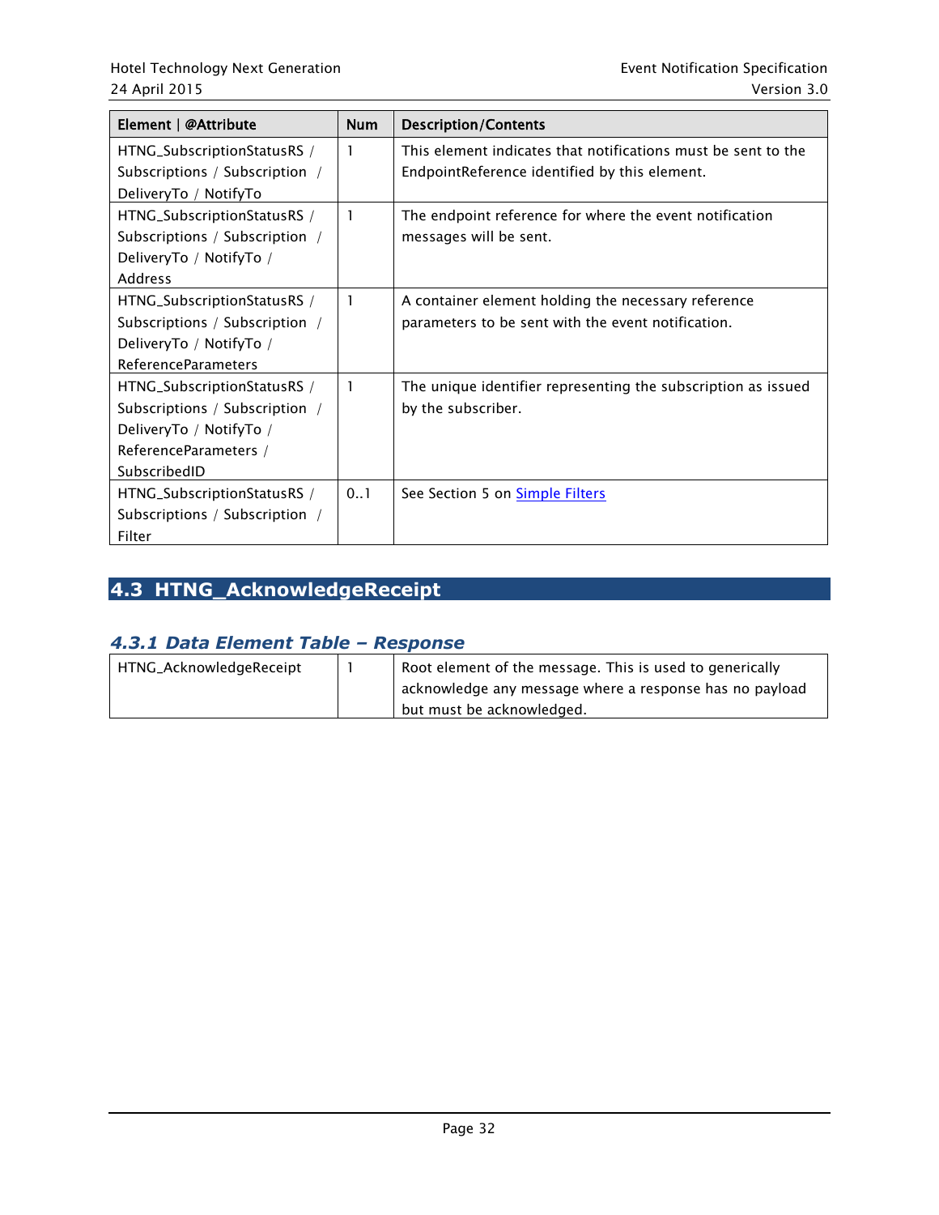| Element \| @Attribute | Num | Description/Contents |
|---|---|---|
| HTNG_SubscriptionStatusRS / Subscriptions / Subscription / DeliveryTo / NotifyTo | 1 | This element indicates that notifications must be sent to the EndpointReference identified by this element. |
| HTNG_SubscriptionStatusRS / Subscriptions / Subscription / DeliveryTo / NotifyTo / Address | 1 | The endpoint reference for where the event notification messages will be sent. |
| HTNG_SubscriptionStatusRS / Subscriptions / Subscription / DeliveryTo / NotifyTo / ReferenceParameters | 1 | A container element holding the necessary reference parameters to be sent with the event notification. |
| HTNG_SubscriptionStatusRS / Subscriptions / Subscription / DeliveryTo / NotifyTo / ReferenceParameters / SubscribedID | 1 | The unique identifier representing the subscription as issued by the subscriber. |
| HTNG_SubscriptionStatusRS / Subscriptions / Subscription / Filter | 0..1 | See Section 5 on Simple Filters |

## 4.3 HTNG_AcknowledgeReceipt

### *4.3.1 Data Element Table – Response*

| | | |
|---|---|---|
| HTNG_AcknowledgeReceipt | 1 | Root element of the message. This is used to generically acknowledge any message where a response has no payload but must be acknowledged. |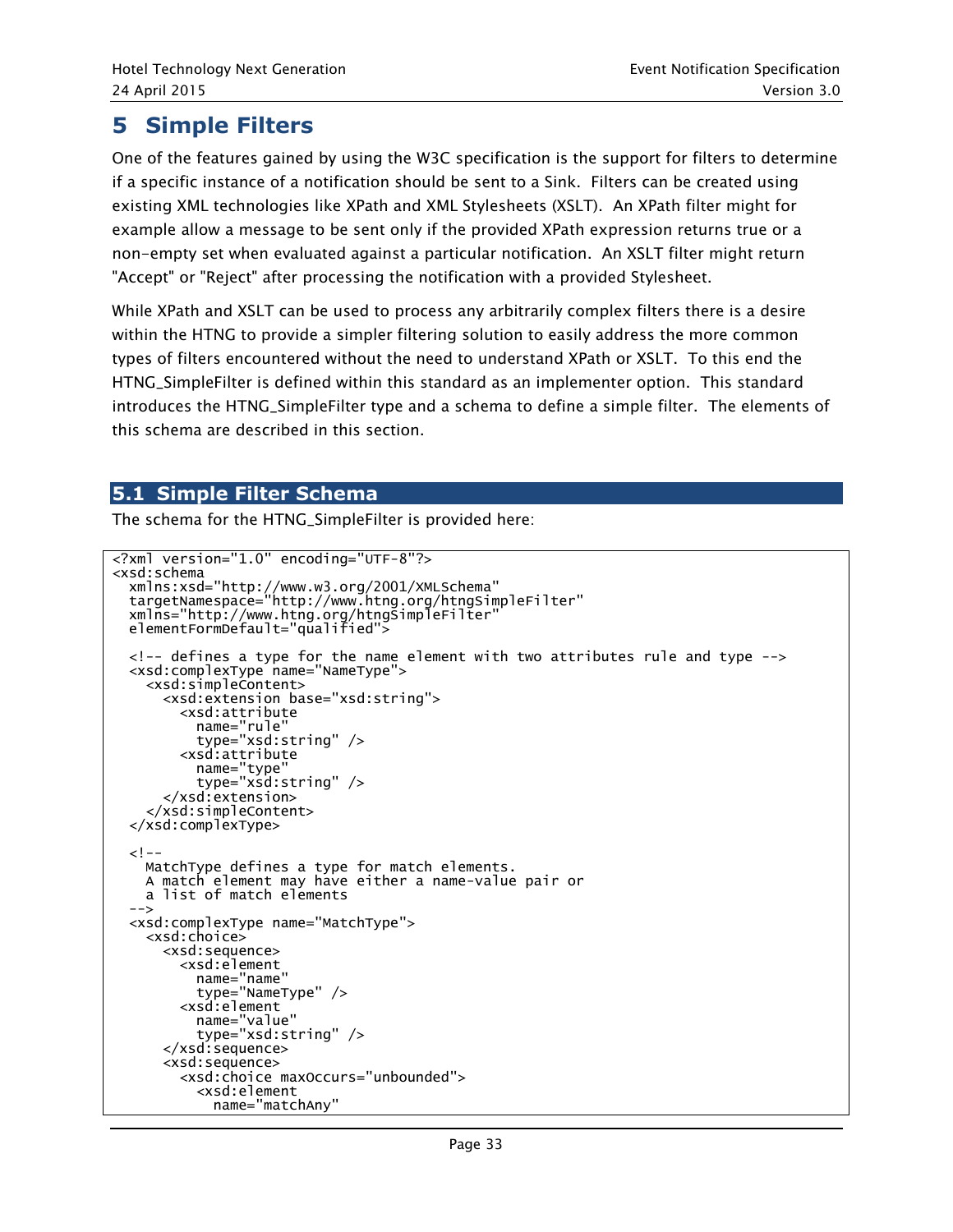# 5 Simple Filters

One of the features gained by using the W3C specification is the support for filters to determine if a specific instance of a notification should be sent to a Sink. Filters can be created using existing XML technologies like XPath and XML Stylesheets (XSLT). An XPath filter might for example allow a message to be sent only if the provided XPath expression returns true or a non-empty set when evaluated against a particular notification. An XSLT filter might return "Accept" or "Reject" after processing the notification with a provided Stylesheet.

While XPath and XSLT can be used to process any arbitrarily complex filters there is a desire within the HTNG to provide a simpler filtering solution to easily address the more common types of filters encountered without the need to understand XPath or XSLT. To this end the HTNG_SimpleFilter is defined within this standard as an implementer option. This standard introduces the HTNG_SimpleFilter type and a schema to define a simple filter. The elements of this schema are described in this section.

## 5.1 Simple Filter Schema

The schema for the HTNG_SimpleFilter is provided here:

```
<?xml version="1.0" encoding="UTF-8"?>
<xsd:schema
  xmlns:xsd="http://www.w3.org/2001/XMLSchema"
  targetNamespace="http://www.htng.org/htngSimpleFilter"
  xmlns="http://www.htng.org/htngSimpleFilter"
  elementFormDefault="qualified">

  <!-- defines a type for the name element with two attributes rule and type -->
  <xsd:complexType name="NameType">
    <xsd:simpleContent>
      <xsd:extension base="xsd:string">
        <xsd:attribute
          name="rule"
          type="xsd:string" />
        <xsd:attribute
          name="type"
          type="xsd:string" />
      </xsd:extension>
    </xsd:simpleContent>
  </xsd:complexType>

  <!--
    MatchType defines a type for match elements.
    A match element may have either a name-value pair or
    a list of match elements
  -->
  <xsd:complexType name="MatchType">
    <xsd:choice>
      <xsd:sequence>
        <xsd:element
          name="name"
          type="NameType" />
        <xsd:element
          name="value"
          type="xsd:string" />
      </xsd:sequence>
      <xsd:sequence>
        <xsd:choice maxOccurs="unbounded">
          <xsd:element
            name="matchAny"
```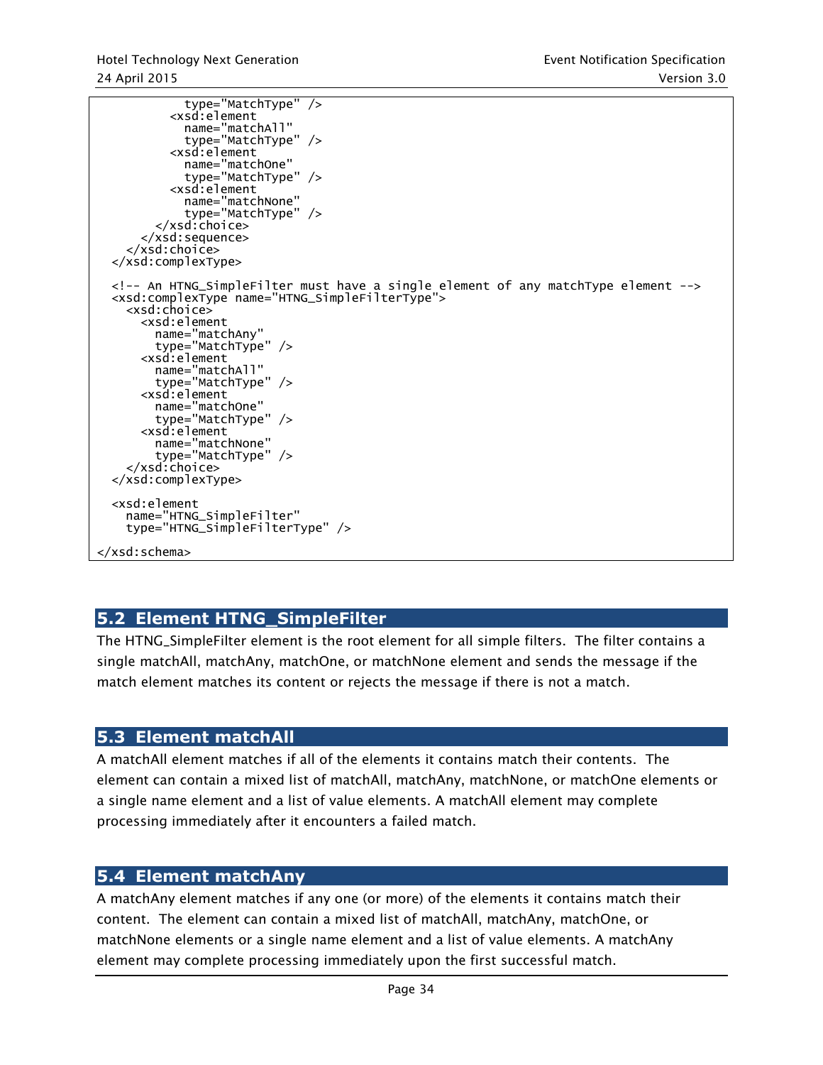```
          type="MatchType" />
        <xsd:element
          name="matchAll"
          type="MatchType" />
        <xsd:element
          name="matchOne"
          type="MatchType" />
        <xsd:element
          name="matchNone"
          type="MatchType" />
      </xsd:choice>
    </xsd:sequence>
  </xsd:choice>
</xsd:complexType>

<!-- An HTNG_SimpleFilter must have a single element of any matchType element -->
<xsd:complexType name="HTNG_SimpleFilterType">
  <xsd:choice>
    <xsd:element
      name="matchAny"
      type="MatchType" />
    <xsd:element
      name="matchAll"
      type="MatchType" />
    <xsd:element
      name="matchOne"
      type="MatchType" />
    <xsd:element
      name="matchNone"
      type="MatchType" />
  </xsd:choice>
</xsd:complexType>

<xsd:element
  name="HTNG_SimpleFilter"
  type="HTNG_SimpleFilterType" />

</xsd:schema>
```

## 5.2 Element HTNG_SimpleFilter

The HTNG_SimpleFilter element is the root element for all simple filters. The filter contains a single matchAll, matchAny, matchOne, or matchNone element and sends the message if the match element matches its content or rejects the message if there is not a match.

## 5.3 Element matchAll

A matchAll element matches if all of the elements it contains match their contents. The element can contain a mixed list of matchAll, matchAny, matchNone, or matchOne elements or a single name element and a list of value elements. A matchAll element may complete processing immediately after it encounters a failed match.

## 5.4 Element matchAny

A matchAny element matches if any one (or more) of the elements it contains match their content. The element can contain a mixed list of matchAll, matchAny, matchOne, or matchNone elements or a single name element and a list of value elements. A matchAny element may complete processing immediately upon the first successful match.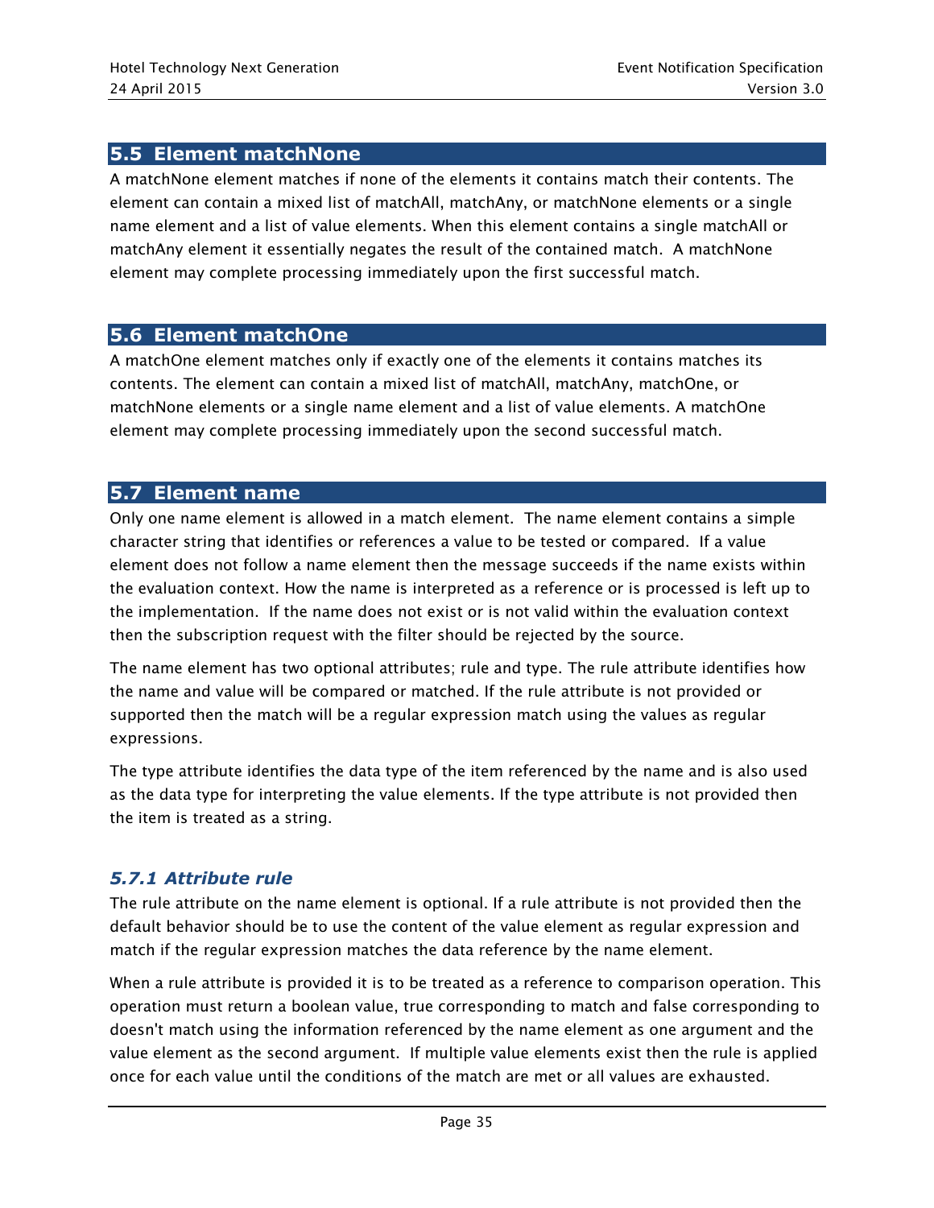## 5.5 Element matchNone

A matchNone element matches if none of the elements it contains match their contents. The element can contain a mixed list of matchAll, matchAny, or matchNone elements or a single name element and a list of value elements. When this element contains a single matchAll or matchAny element it essentially negates the result of the contained match. A matchNone element may complete processing immediately upon the first successful match.

## 5.6 Element matchOne

A matchOne element matches only if exactly one of the elements it contains matches its contents. The element can contain a mixed list of matchAll, matchAny, matchOne, or matchNone elements or a single name element and a list of value elements. A matchOne element may complete processing immediately upon the second successful match.

## 5.7 Element name

Only one name element is allowed in a match element. The name element contains a simple character string that identifies or references a value to be tested or compared. If a value element does not follow a name element then the message succeeds if the name exists within the evaluation context. How the name is interpreted as a reference or is processed is left up to the implementation. If the name does not exist or is not valid within the evaluation context then the subscription request with the filter should be rejected by the source.

The name element has two optional attributes; rule and type. The rule attribute identifies how the name and value will be compared or matched. If the rule attribute is not provided or supported then the match will be a regular expression match using the values as regular expressions.

The type attribute identifies the data type of the item referenced by the name and is also used as the data type for interpreting the value elements. If the type attribute is not provided then the item is treated as a string.

### *5.7.1 Attribute rule*

The rule attribute on the name element is optional. If a rule attribute is not provided then the default behavior should be to use the content of the value element as regular expression and match if the regular expression matches the data reference by the name element.

When a rule attribute is provided it is to be treated as a reference to comparison operation. This operation must return a boolean value, true corresponding to match and false corresponding to doesn't match using the information referenced by the name element as one argument and the value element as the second argument. If multiple value elements exist then the rule is applied once for each value until the conditions of the match are met or all values are exhausted.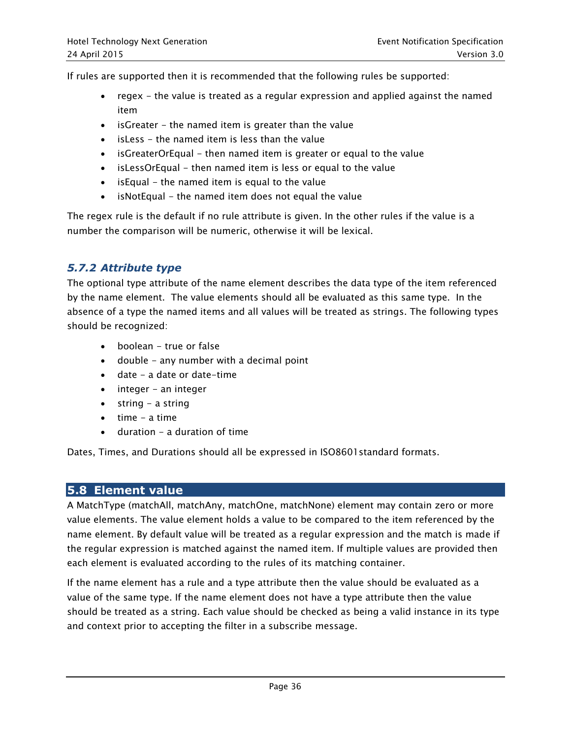If rules are supported then it is recommended that the following rules be supported:

- regex – the value is treated as a regular expression and applied against the named item
- isGreater – the named item is greater than the value
- isLess – the named item is less than the value
- isGreaterOrEqual – then named item is greater or equal to the value
- isLessOrEqual – then named item is less or equal to the value
- isEqual – the named item is equal to the value
- isNotEqual – the named item does not equal the value

The regex rule is the default if no rule attribute is given. In the other rules if the value is a number the comparison will be numeric, otherwise it will be lexical.

### *5.7.2 Attribute type*

The optional type attribute of the name element describes the data type of the item referenced by the name element. The value elements should all be evaluated as this same type. In the absence of a type the named items and all values will be treated as strings. The following types should be recognized:

- boolean – true or false
- double – any number with a decimal point
- date – a date or date-time
- integer – an integer
- string – a string
- time – a time
- duration – a duration of time

Dates, Times, and Durations should all be expressed in ISO8601standard formats.

## 5.8 Element value

A MatchType (matchAll, matchAny, matchOne, matchNone) element may contain zero or more value elements. The value element holds a value to be compared to the item referenced by the name element. By default value will be treated as a regular expression and the match is made if the regular expression is matched against the named item. If multiple values are provided then each element is evaluated according to the rules of its matching container.

If the name element has a rule and a type attribute then the value should be evaluated as a value of the same type. If the name element does not have a type attribute then the value should be treated as a string. Each value should be checked as being a valid instance in its type and context prior to accepting the filter in a subscribe message.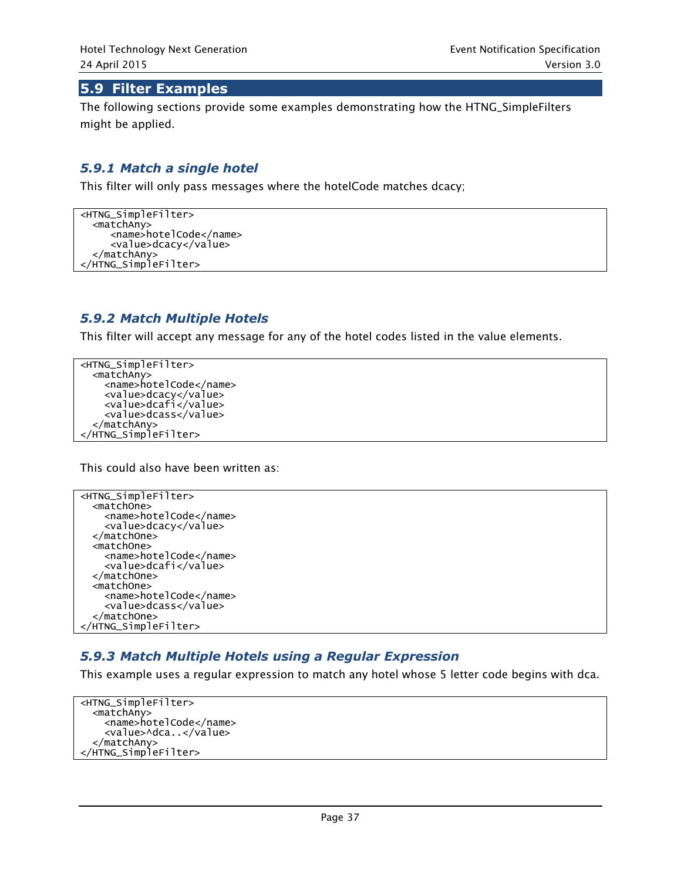## 5.9 Filter Examples

The following sections provide some examples demonstrating how the HTNG_SimpleFilters might be applied.

### *5.9.1 Match a single hotel*

This filter will only pass messages where the hotelCode matches dcacy;

```
<HTNG_SimpleFilter>
  <matchAny>
     <name>hotelCode</name>
     <value>dcacy</value>
  </matchAny>
</HTNG_SimpleFilter>
```

### *5.9.2 Match Multiple Hotels*

This filter will accept any message for any of the hotel codes listed in the value elements.

```
<HTNG_SimpleFilter>
  <matchAny>
    <name>hotelCode</name>
    <value>dcacy</value>
    <value>dcafi</value>
    <value>dcass</value>
  </matchAny>
</HTNG_SimpleFilter>
```

This could also have been written as:

```
<HTNG_SimpleFilter>
  <matchOne>
    <name>hotelCode</name>
    <value>dcacy</value>
  </matchOne>
  <matchOne>
    <name>hotelCode</name>
    <value>dcafi</value>
  </matchOne>
  <matchOne>
    <name>hotelCode</name>
    <value>dcass</value>
  </matchOne>
</HTNG_SimpleFilter>
```

### *5.9.3 Match Multiple Hotels using a Regular Expression*

This example uses a regular expression to match any hotel whose 5 letter code begins with dca.

```
<HTNG_SimpleFilter>
  <matchAny>
    <name>hotelCode</name>
    <value>^dca..</value>
  </matchAny>
</HTNG_SimpleFilter>
```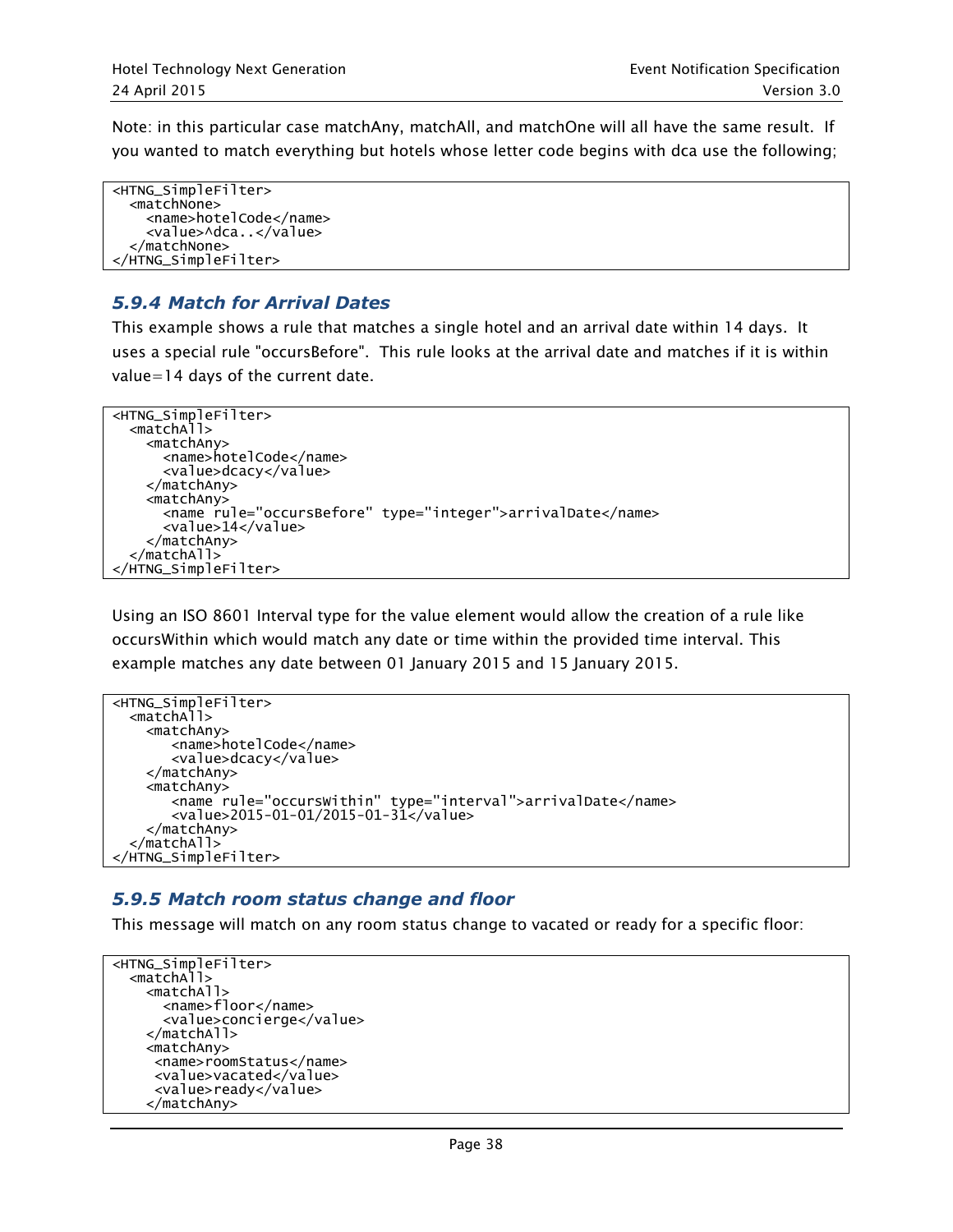Note: in this particular case matchAny, matchAll, and matchOne will all have the same result. If you wanted to match everything but hotels whose letter code begins with dca use the following;

```
<HTNG_SimpleFilter>
  <matchNone>
    <name>hotelCode</name>
    <value>^dca..</value>
  </matchNone>
</HTNG_SimpleFilter>
```

### *5.9.4 Match for Arrival Dates*

This example shows a rule that matches a single hotel and an arrival date within 14 days. It uses a special rule "occursBefore". This rule looks at the arrival date and matches if it is within value=14 days of the current date.

```
<HTNG_SimpleFilter>
  <matchAll>
    <matchAny>
      <name>hotelCode</name>
      <value>dcacy</value>
    </matchAny>
    <matchAny>
      <name rule="occursBefore" type="integer">arrivalDate</name>
      <value>14</value>
    </matchAny>
  </matchAll>
</HTNG_SimpleFilter>
```

Using an ISO 8601 Interval type for the value element would allow the creation of a rule like occursWithin which would match any date or time within the provided time interval. This example matches any date between 01 January 2015 and 15 January 2015.

```
<HTNG_SimpleFilter>
  <matchAll>
    <matchAny>
       <name>hotelCode</name>
       <value>dcacy</value>
    </matchAny>
    <matchAny>
       <name rule="occursWithin" type="interval">arrivalDate</name>
       <value>2015-01-01/2015-01-31</value>
    </matchAny>
  </matchAll>
</HTNG_SimpleFilter>
```

### *5.9.5 Match room status change and floor*

This message will match on any room status change to vacated or ready for a specific floor:

```
<HTNG_SimpleFilter>
  <matchAll>
    <matchAll>
      <name>floor</name>
      <value>concierge</value>
    </matchAll>
    <matchAny>
     <name>roomStatus</name>
     <value>vacated</value>
     <value>ready</value>
    </matchAny>
```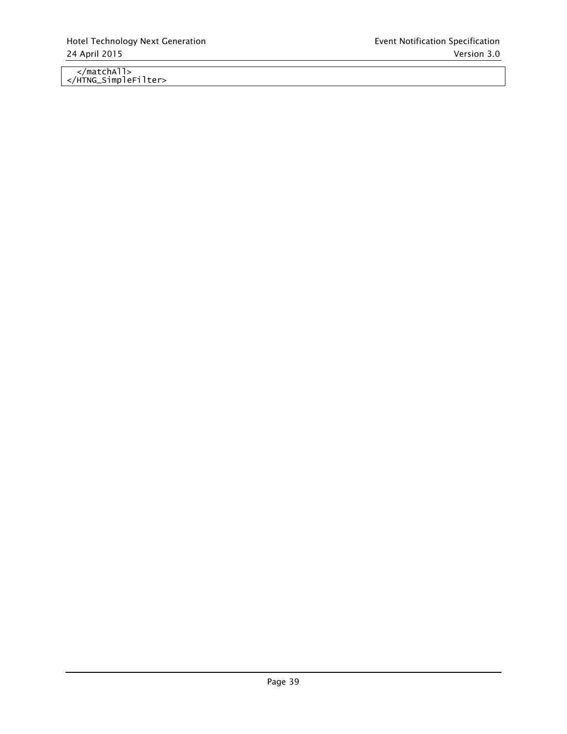```
  </matchAll>
</HTNG_SimpleFilter>
```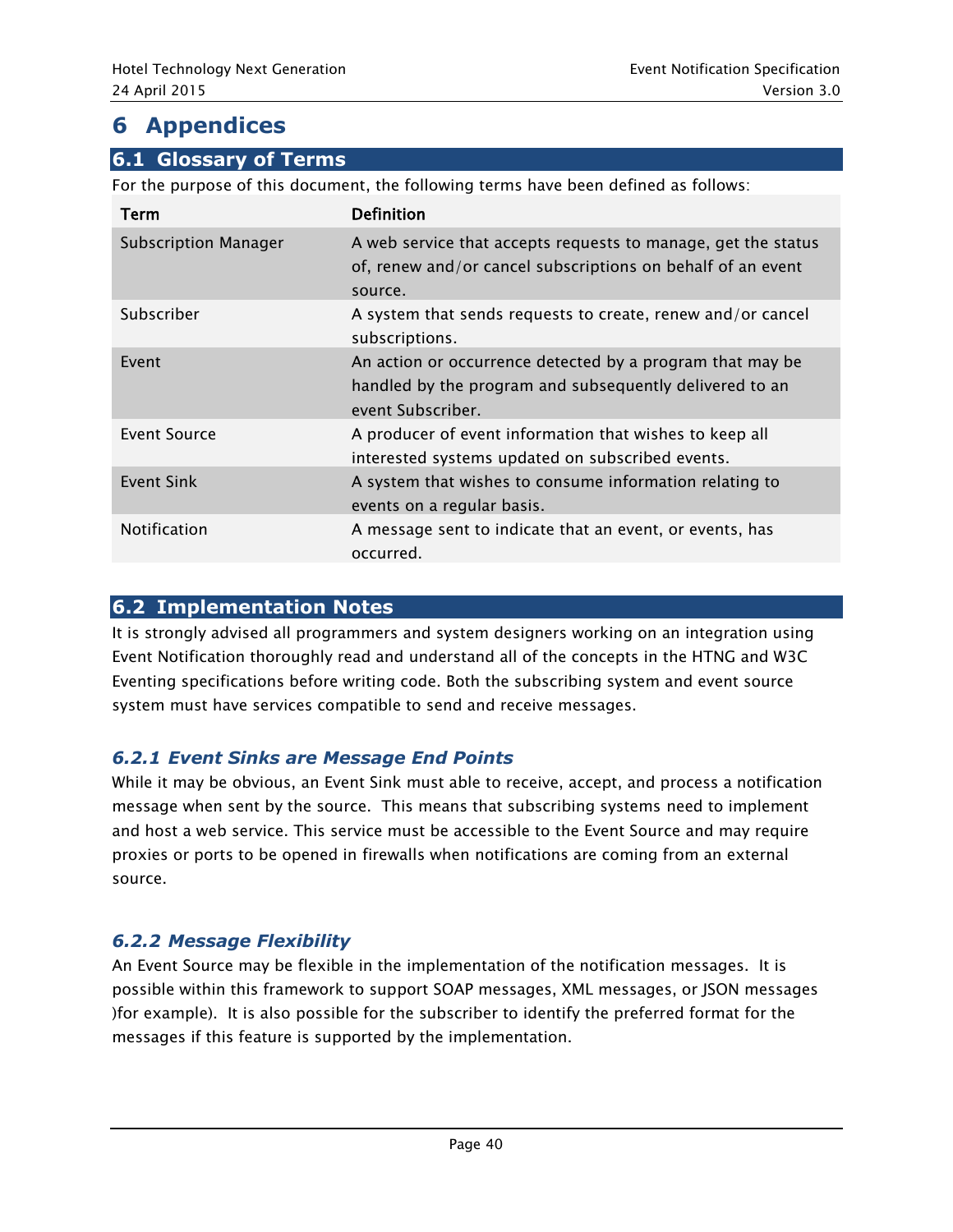# 6 Appendices

## 6.1 Glossary of Terms

For the purpose of this document, the following terms have been defined as follows:

| Term | Definition |
|---|---|
| Subscription Manager | A web service that accepts requests to manage, get the status of, renew and/or cancel subscriptions on behalf of an event source. |
| Subscriber | A system that sends requests to create, renew and/or cancel subscriptions. |
| Event | An action or occurrence detected by a program that may be handled by the program and subsequently delivered to an event Subscriber. |
| Event Source | A producer of event information that wishes to keep all interested systems updated on subscribed events. |
| Event Sink | A system that wishes to consume information relating to events on a regular basis. |
| Notification | A message sent to indicate that an event, or events, has occurred. |

## 6.2 Implementation Notes

It is strongly advised all programmers and system designers working on an integration using Event Notification thoroughly read and understand all of the concepts in the HTNG and W3C Eventing specifications before writing code. Both the subscribing system and event source system must have services compatible to send and receive messages.

### *6.2.1 Event Sinks are Message End Points*

While it may be obvious, an Event Sink must able to receive, accept, and process a notification message when sent by the source. This means that subscribing systems need to implement and host a web service. This service must be accessible to the Event Source and may require proxies or ports to be opened in firewalls when notifications are coming from an external source.

### *6.2.2 Message Flexibility*

An Event Source may be flexible in the implementation of the notification messages. It is possible within this framework to support SOAP messages, XML messages, or JSON messages )for example). It is also possible for the subscriber to identify the preferred format for the messages if this feature is supported by the implementation.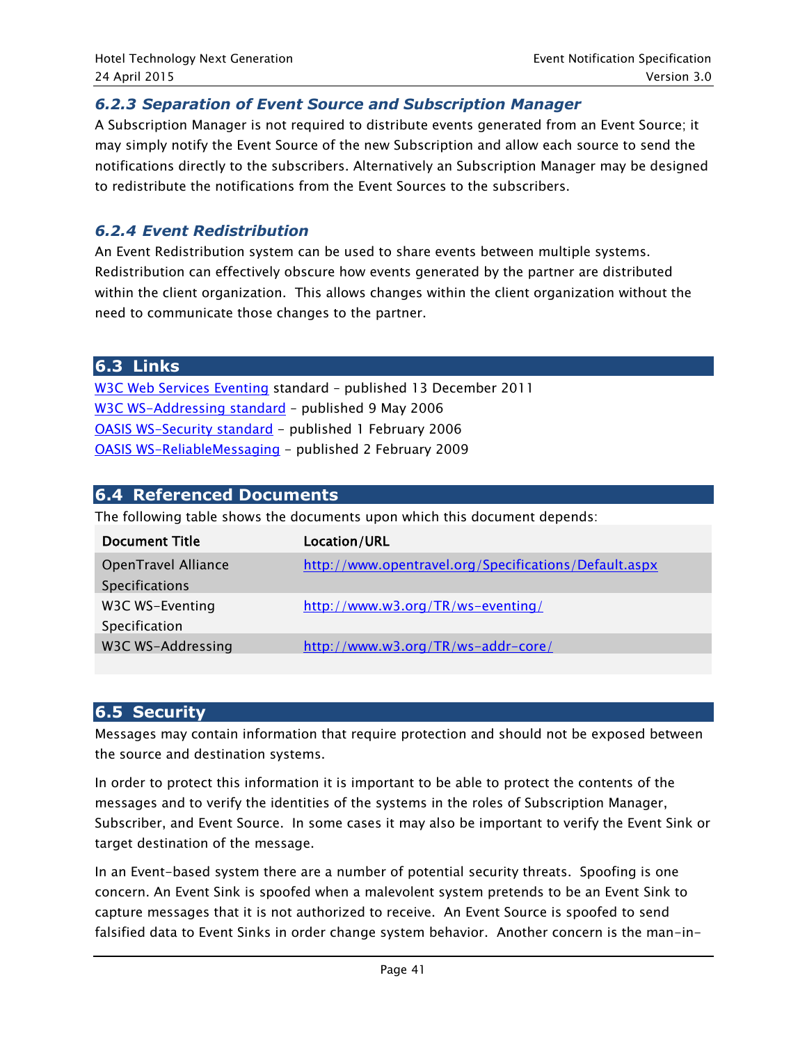### *6.2.3 Separation of Event Source and Subscription Manager*

A Subscription Manager is not required to distribute events generated from an Event Source; it may simply notify the Event Source of the new Subscription and allow each source to send the notifications directly to the subscribers. Alternatively an Subscription Manager may be designed to redistribute the notifications from the Event Sources to the subscribers.

### *6.2.4 Event Redistribution*

An Event Redistribution system can be used to share events between multiple systems. Redistribution can effectively obscure how events generated by the partner are distributed within the client organization. This allows changes within the client organization without the need to communicate those changes to the partner.

## 6.3 Links

W3C Web Services Eventing standard – published 13 December 2011
W3C WS-Addressing standard – published 9 May 2006
OASIS WS-Security standard – published 1 February 2006
OASIS WS-ReliableMessaging – published 2 February 2009

## 6.4 Referenced Documents

The following table shows the documents upon which this document depends:

| Document Title | Location/URL |
|---|---|
| OpenTravel Alliance Specifications | http://www.opentravel.org/Specifications/Default.aspx |
| W3C WS-Eventing Specification | http://www.w3.org/TR/ws-eventing/ |
| W3C WS-Addressing | http://www.w3.org/TR/ws-addr-core/ |

## 6.5 Security

Messages may contain information that require protection and should not be exposed between the source and destination systems.

In order to protect this information it is important to be able to protect the contents of the messages and to verify the identities of the systems in the roles of Subscription Manager, Subscriber, and Event Source. In some cases it may also be important to verify the Event Sink or target destination of the message.

In an Event-based system there are a number of potential security threats. Spoofing is one concern. An Event Sink is spoofed when a malevolent system pretends to be an Event Sink to capture messages that it is not authorized to receive. An Event Source is spoofed to send falsified data to Event Sinks in order change system behavior. Another concern is the man-in-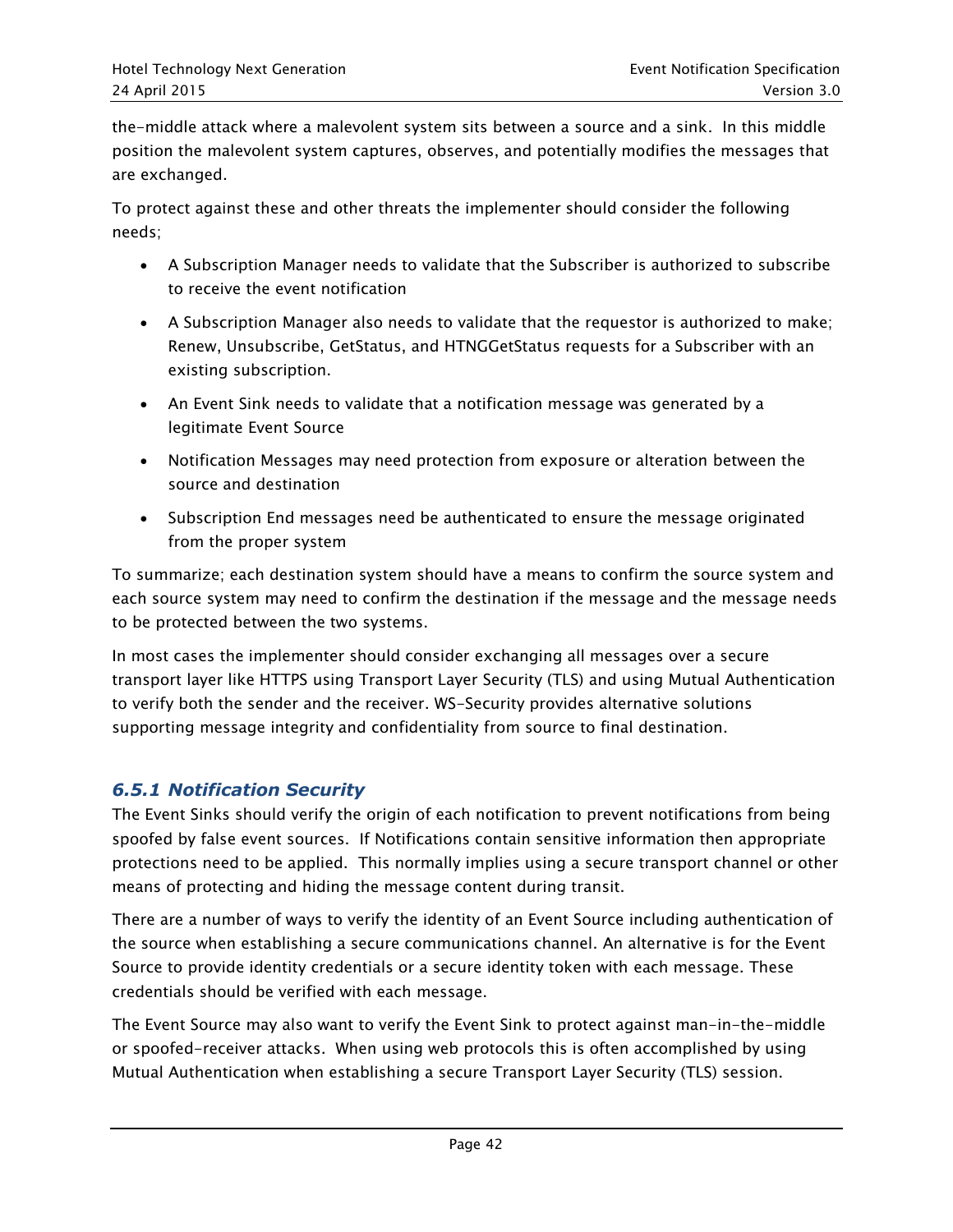the-middle attack where a malevolent system sits between a source and a sink. In this middle position the malevolent system captures, observes, and potentially modifies the messages that are exchanged.

To protect against these and other threats the implementer should consider the following needs;

- A Subscription Manager needs to validate that the Subscriber is authorized to subscribe to receive the event notification
- A Subscription Manager also needs to validate that the requestor is authorized to make; Renew, Unsubscribe, GetStatus, and HTNGGetStatus requests for a Subscriber with an existing subscription.
- An Event Sink needs to validate that a notification message was generated by a legitimate Event Source
- Notification Messages may need protection from exposure or alteration between the source and destination
- Subscription End messages need be authenticated to ensure the message originated from the proper system

To summarize; each destination system should have a means to confirm the source system and each source system may need to confirm the destination if the message and the message needs to be protected between the two systems.

In most cases the implementer should consider exchanging all messages over a secure transport layer like HTTPS using Transport Layer Security (TLS) and using Mutual Authentication to verify both the sender and the receiver. WS-Security provides alternative solutions supporting message integrity and confidentiality from source to final destination.

### *6.5.1 Notification Security*

The Event Sinks should verify the origin of each notification to prevent notifications from being spoofed by false event sources. If Notifications contain sensitive information then appropriate protections need to be applied. This normally implies using a secure transport channel or other means of protecting and hiding the message content during transit.

There are a number of ways to verify the identity of an Event Source including authentication of the source when establishing a secure communications channel. An alternative is for the Event Source to provide identity credentials or a secure identity token with each message. These credentials should be verified with each message.

The Event Source may also want to verify the Event Sink to protect against man-in-the-middle or spoofed-receiver attacks. When using web protocols this is often accomplished by using Mutual Authentication when establishing a secure Transport Layer Security (TLS) session.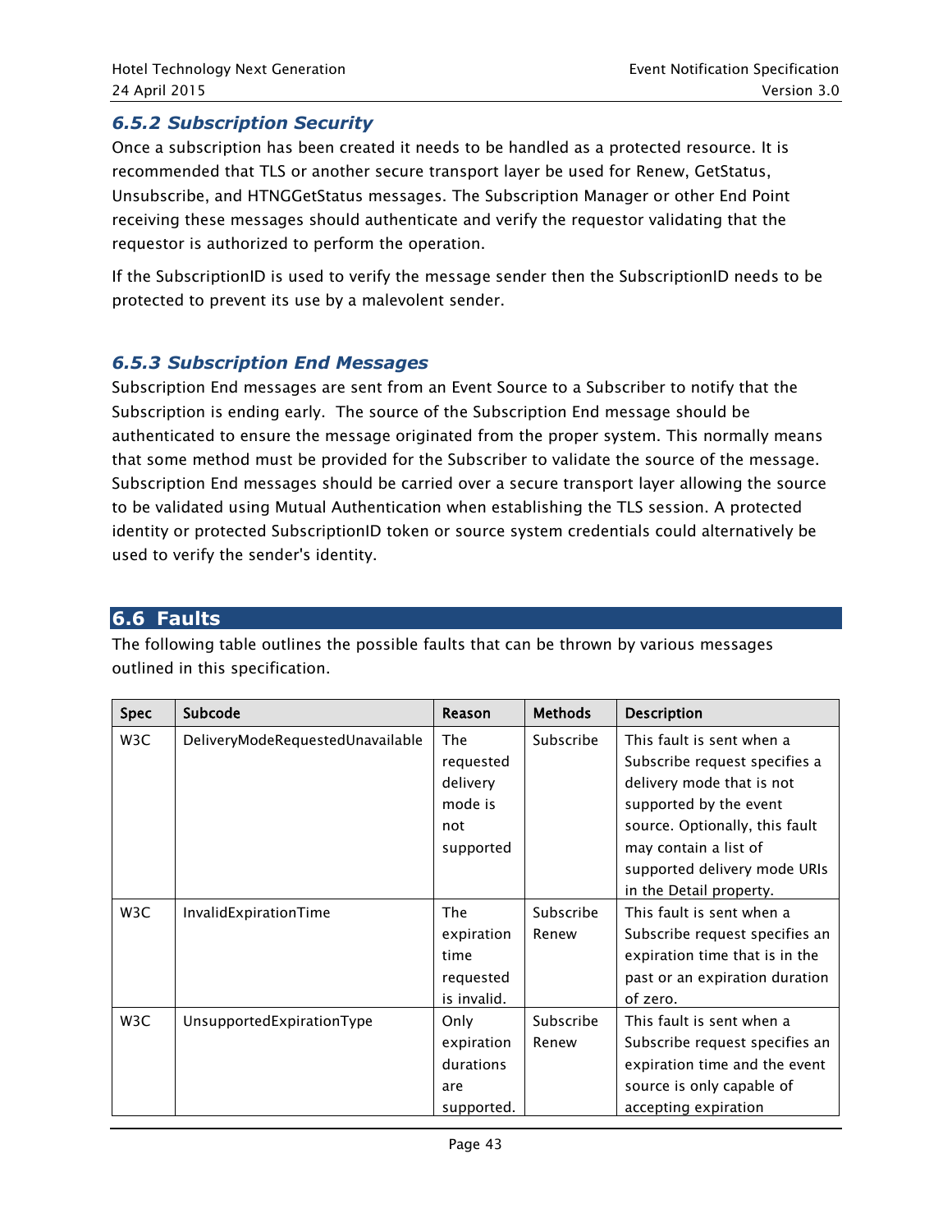### 6.5.2 Subscription Security

Once a subscription has been created it needs to be handled as a protected resource. It is recommended that TLS or another secure transport layer be used for Renew, GetStatus, Unsubscribe, and HTNGGetStatus messages. The Subscription Manager or other End Point receiving these messages should authenticate and verify the requestor validating that the requestor is authorized to perform the operation.

If the SubscriptionID is used to verify the message sender then the SubscriptionID needs to be protected to prevent its use by a malevolent sender.

### 6.5.3 Subscription End Messages

Subscription End messages are sent from an Event Source to a Subscriber to notify that the Subscription is ending early. The source of the Subscription End message should be authenticated to ensure the message originated from the proper system. This normally means that some method must be provided for the Subscriber to validate the source of the message. Subscription End messages should be carried over a secure transport layer allowing the source to be validated using Mutual Authentication when establishing the TLS session. A protected identity or protected SubscriptionID token or source system credentials could alternatively be used to verify the sender's identity.

## 6.6 Faults

The following table outlines the possible faults that can be thrown by various messages outlined in this specification.

| Spec | Subcode | Reason | Methods | Description |
|---|---|---|---|---|
| W3C | DeliveryModeRequestedUnavailable | The requested delivery mode is not supported | Subscribe | This fault is sent when a Subscribe request specifies a delivery mode that is not supported by the event source. Optionally, this fault may contain a list of supported delivery mode URIs in the Detail property. |
| W3C | InvalidExpirationTime | The expiration time requested is invalid. | Subscribe Renew | This fault is sent when a Subscribe request specifies an expiration time that is in the past or an expiration duration of zero. |
| W3C | UnsupportedExpirationType | Only expiration durations are supported. | Subscribe Renew | This fault is sent when a Subscribe request specifies an expiration time and the event source is only capable of accepting expiration |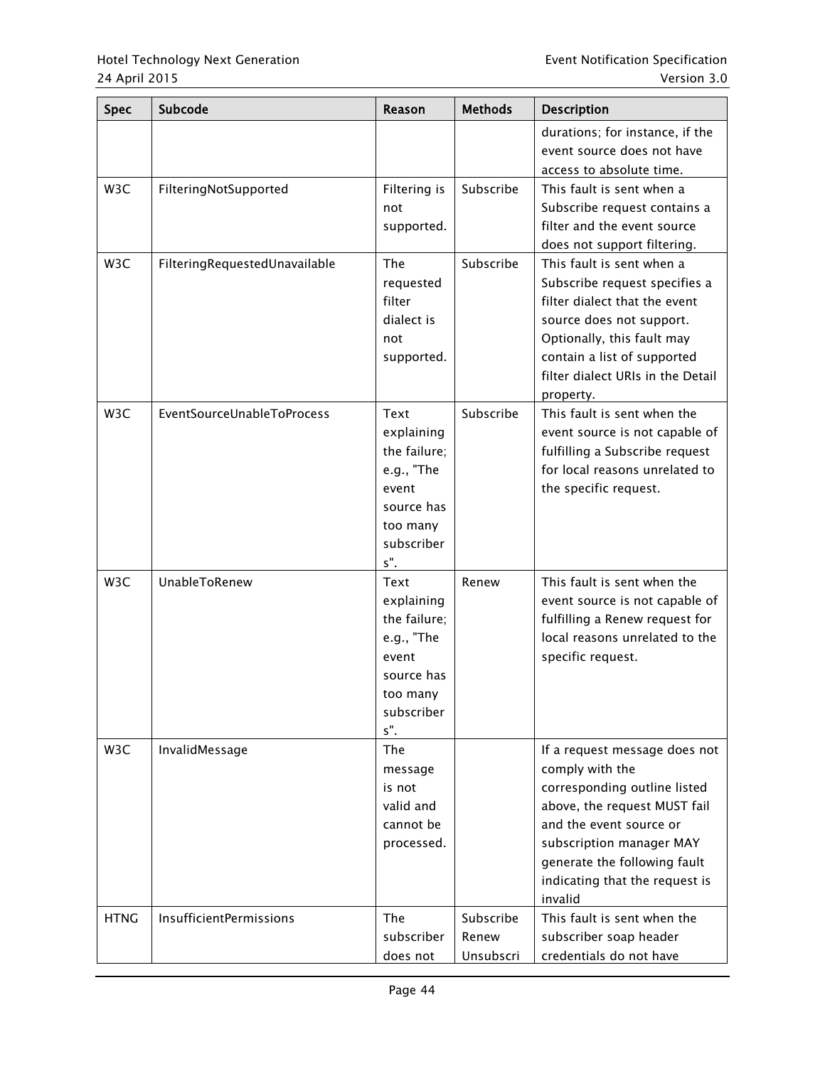| Spec | Subcode | Reason | Methods | Description |
|---|---|---|---|---|
| | | | | durations; for instance, if the event source does not have access to absolute time. |
| W3C | FilteringNotSupported | Filtering is not supported. | Subscribe | This fault is sent when a Subscribe request contains a filter and the event source does not support filtering. |
| W3C | FilteringRequestedUnavailable | The requested filter dialect is not supported. | Subscribe | This fault is sent when a Subscribe request specifies a filter dialect that the event source does not support. Optionally, this fault may contain a list of supported filter dialect URIs in the Detail property. |
| W3C | EventSourceUnableToProcess | Text explaining the failure; e.g., "The event source has too many subscribers". | Subscribe | This fault is sent when the event source is not capable of fulfilling a Subscribe request for local reasons unrelated to the specific request. |
| W3C | UnableToRenew | Text explaining the failure; e.g., "The event source has too many subscribers". | Renew | This fault is sent when the event source is not capable of fulfilling a Renew request for local reasons unrelated to the specific request. |
| W3C | InvalidMessage | The message is not valid and cannot be processed. | | If a request message does not comply with the corresponding outline listed above, the request MUST fail and the event source or subscription manager MAY generate the following fault indicating that the request is invalid |
| HTNG | InsufficientPermissions | The subscriber does not | Subscribe Renew Unsubscri | This fault is sent when the subscriber soap header credentials do not have |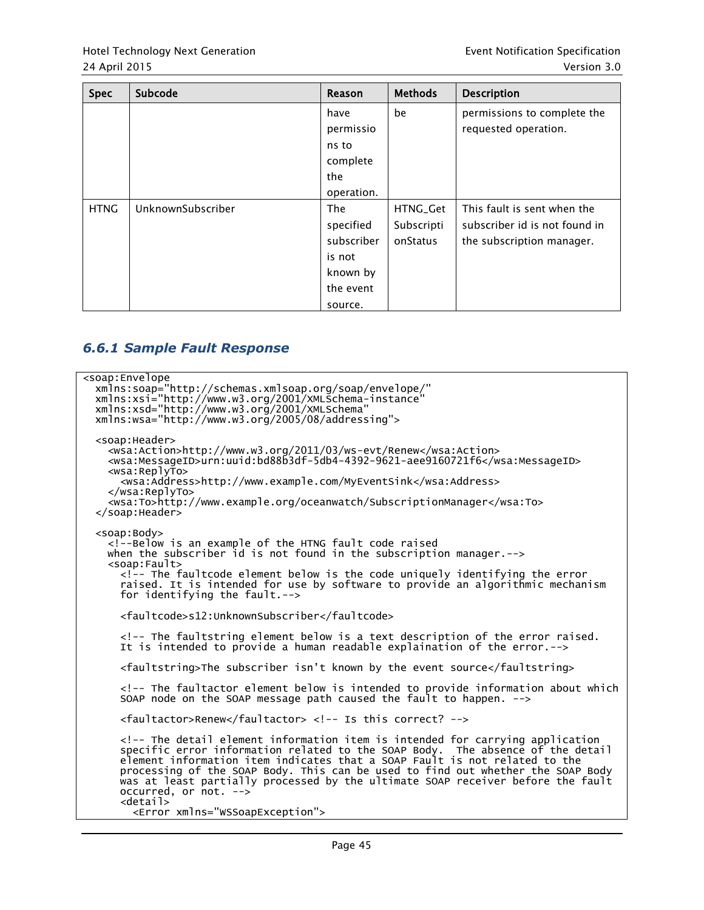| Spec | Subcode | Reason | Methods | Description |
|---|---|---|---|---|
| | | have permissions to complete the operation. | be | permissions to complete the requested operation. |
| HTNG | UnknownSubscriber | The specified subscriber is not known by the event source. | HTNG_GetSubscriptionStatus | This fault is sent when the subscriber id is not found in the subscription manager. |

### 6.6.1 Sample Fault Response

```
<soap:Envelope
  xmlns:soap="http://schemas.xmlsoap.org/soap/envelope/"
  xmlns:xsi="http://www.w3.org/2001/XMLSchema-instance"
  xmlns:xsd="http://www.w3.org/2001/XMLSchema"
  xmlns:wsa="http://www.w3.org/2005/08/addressing">

  <soap:Header>
    <wsa:Action>http://www.w3.org/2011/03/ws-evt/Renew</wsa:Action>
    <wsa:MessageID>urn:uuid:bd88b3df-5db4-4392-9621-aee9160721f6</wsa:MessageID>
    <wsa:ReplyTo>
      <wsa:Address>http://www.example.com/MyEventSink</wsa:Address>
    </wsa:ReplyTo>
    <wsa:To>http://www.example.org/oceanwatch/SubscriptionManager</wsa:To>
  </soap:Header>

  <soap:Body>
    <!--Below is an example of the HTNG fault code raised
    when the subscriber id is not found in the subscription manager.-->
    <soap:Fault>
      <!-- The faultcode element below is the code uniquely identifying the error
      raised. It is intended for use by software to provide an algorithmic mechanism
      for identifying the fault.-->

      <faultcode>s12:UnknownSubscriber</faultcode>

      <!-- The faultstring element below is a text description of the error raised.
      It is intended to provide a human readable explaination of the error.-->

      <faultstring>The subscriber isn't known by the event source</faultstring>

      <!-- The faultactor element below is intended to provide information about which
      SOAP node on the SOAP message path caused the fault to happen. -->

      <faultactor>Renew</faultactor> <!-- Is this correct? -->

      <!-- The detail element information item is intended for carrying application
      specific error information related to the SOAP Body.  The absence of the detail
      element information item indicates that a SOAP Fault is not related to the
      processing of the SOAP Body. This can be used to find out whether the SOAP Body
      was at least partially processed by the ultimate SOAP receiver before the fault
      occurred, or not. -->
      <detail>
        <Error xmlns="WSSoapException">
```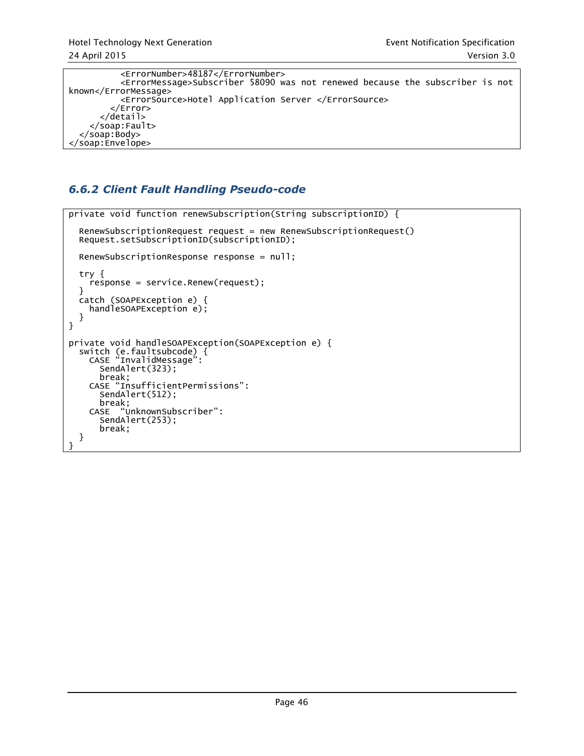```
          <ErrorNumber>48187</ErrorNumber>
          <ErrorMessage>Subscriber 58090 was not renewed because the subscriber is not
known</ErrorMessage>
          <ErrorSource>Hotel Application Server </ErrorSource>
        </Error>
      </detail>
    </soap:Fault>
  </soap:Body>
</soap:Envelope>
```

### *6.6.2 Client Fault Handling Pseudo-code*

```
private void function renewSubscription(String subscriptionID) {

  RenewSubscriptionRequest request = new RenewSubscriptionRequest()
  Request.setSubscriptionID(subscriptionID);

  RenewSubscriptionResponse response = null;

  try {
    response = service.Renew(request);
  }
  catch (SOAPException e) {
    handleSOAPException e);
  }
}

private void handleSOAPException(SOAPException e) {
  switch (e.faultsubcode) {
    CASE "InvalidMessage":
      SendAlert(323);
      break;
    CASE "InsufficientPermissions":
      SendAlert(512);
      break;
    CASE  "UnknownSubscriber":
      SendAlert(253);
      break;
  }
}
```